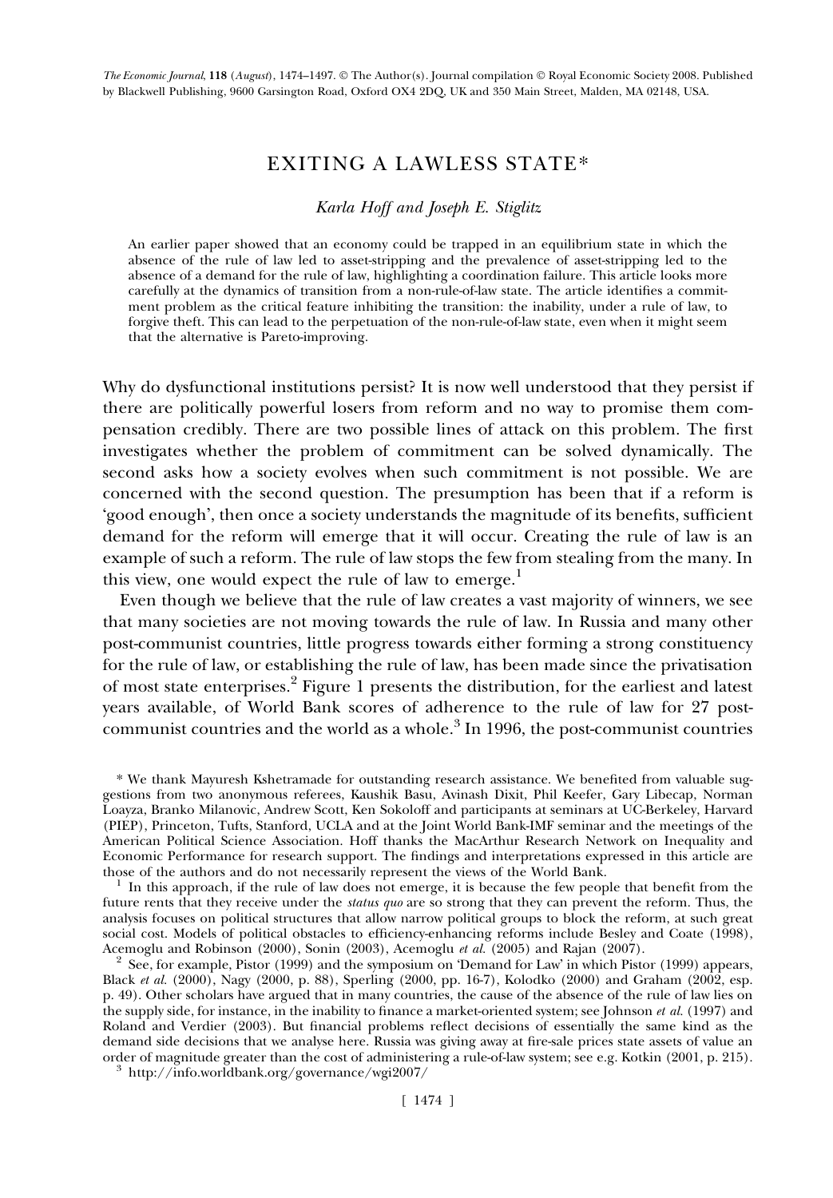# EXITING A LAWLESS STATE*

*Karla Hoff and Joseph E. Stiglitz*

An earlier paper showed that an economy could be trapped in an equilibrium state in which the absence of the rule of law led to asset-stripping and the prevalence of asset-stripping led to the absence of a demand for the rule of law, highlighting a coordination failure. This article looks more carefully at the dynamics of transition from a non-rule-of-law state. The article identifies a commitment problem as the critical feature inhibiting the transition: the inability, under a rule of law, to forgive theft. This can lead to the perpetuation of the non-rule-of-law state, even when it might seem that the alternative is Pareto-improving.

Why do dysfunctional institutions persist? It is now well understood that they persist if there are politically powerful losers from reform and no way to promise them compensation credibly. There are two possible lines of attack on this problem. The first investigates whether the problem of commitment can be solved dynamically. The second asks how a society evolves when such commitment is not possible. We are concerned with the second question. The presumption has been that if a reform is 'good enough', then once a society understands the magnitude of its benefits, sufficient demand for the reform will emerge that it will occur. Creating the rule of law is an example of such a reform. The rule of law stops the few from stealing from the many. In this view, one would expect the rule of law to emerge.[1]

Even though we believe that the rule of law creates a vast majority of winners, we see that many societies are not moving towards the rule of law. In Russia and many other post-communist countries, little progress towards either forming a strong constituency for the rule of law, or establishing the rule of law, has been made since the privatisation of most state enterprises.[2] Figure 1 presents the distribution, for the earliest and latest years available, of World Bank scores of adherence to the rule of law for 27 post-communist countries and the world as a whole.[3] In 1996, the post-communist countries

\* We thank Mayuresh Kshetramade for outstanding research assistance. We benefited from valuable suggestions from two anonymous referees, Kaushik Basu, Avinash Dixit, Phil Keefer, Gary Libecap, Norman Loayza, Branko Milanovic, Andrew Scott, Ken Sokoloff and participants at seminars at UC-Berkeley, Harvard (PIEP), Princeton, Tufts, Stanford, UCLA and at the Joint World Bank-IMF seminar and the meetings of the American Political Science Association. Hoff thanks the MacArthur Research Network on Inequality and Economic Performance for research support. The findings and interpretations expressed in this article are those of the authors and do not necessarily represent the views of the World Bank.

[1] In this approach, if the rule of law does not emerge, it is because the few people that benefit from the future rents that they receive under the *status quo* are so strong that they can prevent the reform. Thus, the analysis focuses on political structures that allow narrow political groups to block the reform, at such great social cost. Models of political obstacles to efficiency-enhancing reforms include Besley and Coate (1998), Acemoglu and Robinson (2000), Sonin (2003), Acemoglu *et al.* (2005) and Rajan (2007).

[2] See, for example, Pistor (1999) and the symposium on 'Demand for Law' in which Pistor (1999) appears, Black *et al.* (2000), Nagy (2000, p. 88), Sperling (2000, pp. 16-7), Kolodko (2000) and Graham (2002, esp. p. 49). Other scholars have argued that in many countries, the cause of the absence of the rule of law lies on the supply side, for instance, in the inability to finance a market-oriented system; see Johnson *et al.* (1997) and Roland and Verdier (2003). But financial problems reflect decisions of essentially the same kind as the demand side decisions that we analyse here. Russia was giving away at fire-sale prices state assets of value an order of magnitude greater than the cost of administering a rule-of-law system; see e.g. Kotkin (2001, p. 215).

[3] http://info.worldbank.org/governance/wgi2007/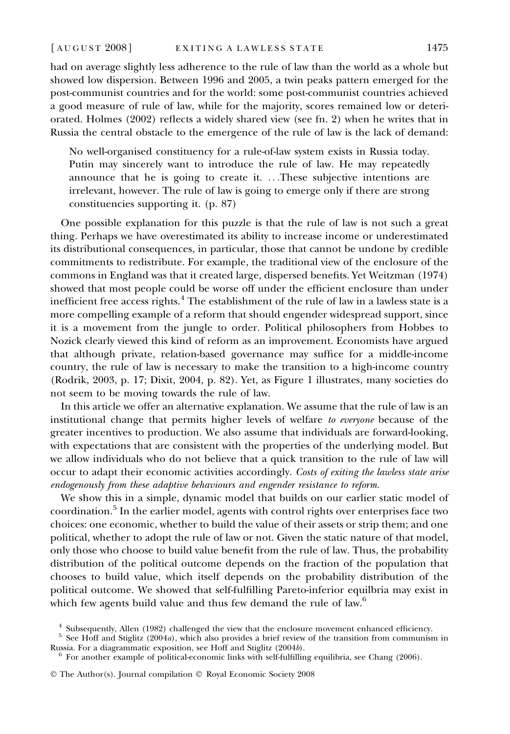had on average slightly less adherence to the rule of law than the world as a whole but showed low dispersion. Between 1996 and 2005, a twin peaks pattern emerged for the post-communist countries and for the world: some post-communist countries achieved a good measure of rule of law, while for the majority, scores remained low or deteriorated. Holmes (2002) reflects a widely shared view (see fn. 2) when he writes that in Russia the central obstacle to the emergence of the rule of law is the lack of demand:

> No well-organised constituency for a rule-of-law system exists in Russia today. Putin may sincerely want to introduce the rule of law. He may repeatedly announce that he is going to create it. ...These subjective intentions are irrelevant, however. The rule of law is going to emerge only if there are strong constituencies supporting it. (p. 87)

One possible explanation for this puzzle is that the rule of law is not such a great thing. Perhaps we have overestimated its ability to increase income or underestimated its distributional consequences, in particular, those that cannot be undone by credible commitments to redistribute. For example, the traditional view of the enclosure of the commons in England was that it created large, dispersed benefits. Yet Weitzman (1974) showed that most people could be worse off under the efficient enclosure than under inefficient free access rights.[4] The establishment of the rule of law in a lawless state is a more compelling example of a reform that should engender widespread support, since it is a movement from the jungle to order. Political philosophers from Hobbes to Nozick clearly viewed this kind of reform as an improvement. Economists have argued that although private, relation-based governance may suffice for a middle-income country, the rule of law is necessary to make the transition to a high-income country (Rodrik, 2003, p. 17; Dixit, 2004, p. 82). Yet, as Figure 1 illustrates, many societies do not seem to be moving towards the rule of law.

In this article we offer an alternative explanation. We assume that the rule of law is an institutional change that permits higher levels of welfare *to everyone* because of the greater incentives to production. We also assume that individuals are forward-looking, with expectations that are consistent with the properties of the underlying model. But we allow individuals who do not believe that a quick transition to the rule of law will occur to adapt their economic activities accordingly. *Costs of exiting the lawless state arise endogenously from these adaptive behaviours and engender resistance to reform.*

We show this in a simple, dynamic model that builds on our earlier static model of coordination.[5] In the earlier model, agents with control rights over enterprises face two choices: one economic, whether to build the value of their assets or strip them; and one political, whether to adopt the rule of law or not. Given the static nature of that model, only those who choose to build value benefit from the rule of law. Thus, the probability distribution of the political outcome depends on the fraction of the population that chooses to build value, which itself depends on the probability distribution of the political outcome. We showed that self-fulfilling Pareto-inferior equilbria may exist in which few agents build value and thus few demand the rule of law.[6]

[4] Subsequently, Allen (1982) challenged the view that the enclosure movement enhanced efficiency.

[5] See Hoff and Stiglitz (2004*a*), which also provides a brief review of the transition from communism in Russia. For a diagrammatic exposition, see Hoff and Stiglitz (2004*b*).

[6] For another example of political-economic links with self-fulfilling equilibria, see Chang (2006).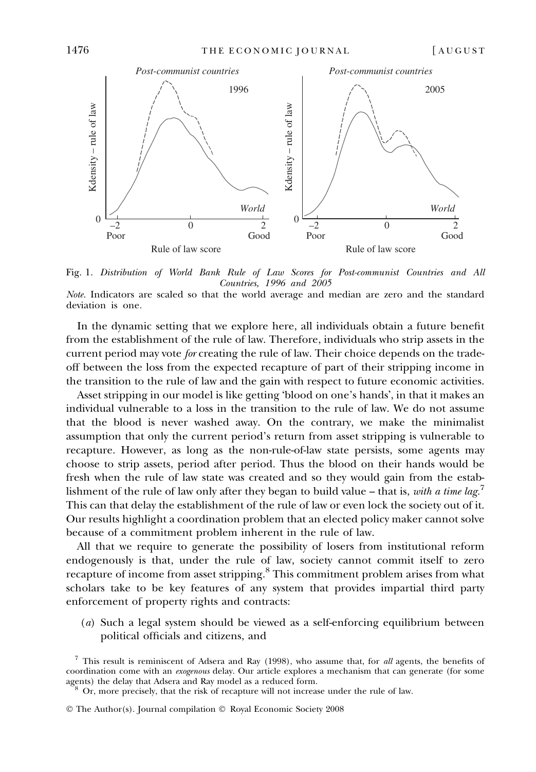Post-communist countries

1996

Kdensity – rule of law

World

0

–2
Poor

0

2
Good

Rule of law score

Post-communist countries

2005

Kdensity – rule of law

World

0

–2
Poor

0

2
Good

Rule of law score

Fig. 1. *Distribution of World Bank Rule of Law Scores for Post-communist Countries and All Countries, 1996 and 2005*

*Note*. Indicators are scaled so that the world average and median are zero and the standard deviation is one.

In the dynamic setting that we explore here, all individuals obtain a future benefit from the establishment of the rule of law. Therefore, individuals who strip assets in the current period may vote *for* creating the rule of law. Their choice depends on the trade-off between the loss from the expected recapture of part of their stripping income in the transition to the rule of law and the gain with respect to future economic activities.

Asset stripping in our model is like getting 'blood on one's hands', in that it makes an individual vulnerable to a loss in the transition to the rule of law. We do not assume that the blood is never washed away. On the contrary, we make the minimalist assumption that only the current period's return from asset stripping is vulnerable to recapture. However, as long as the non-rule-of-law state persists, some agents may choose to strip assets, period after period. Thus the blood on their hands would be fresh when the rule of law state was created and so they would gain from the establishment of the rule of law only after they began to build value – that is, *with a time lag*.[7] This can that delay the establishment of the rule of law or even lock the society out of it. Our results highlight a coordination problem that an elected policy maker cannot solve because of a commitment problem inherent in the rule of law.

All that we require to generate the possibility of losers from institutional reform endogenously is that, under the rule of law, society cannot commit itself to zero recapture of income from asset stripping.[8] This commitment problem arises from what scholars take to be key features of any system that provides impartial third party enforcement of property rights and contracts:

(*a*) Such a legal system should be viewed as a self-enforcing equilibrium between political officials and citizens, and

[7] This result is reminiscent of Adsera and Ray (1998), who assume that, for *all* agents, the benefits of coordination come with an *exogenous* delay. Our article explores a mechanism that can generate (for some agents) the delay that Adsera and Ray model as a reduced form.

[8] Or, more precisely, that the risk of recapture will not increase under the rule of law.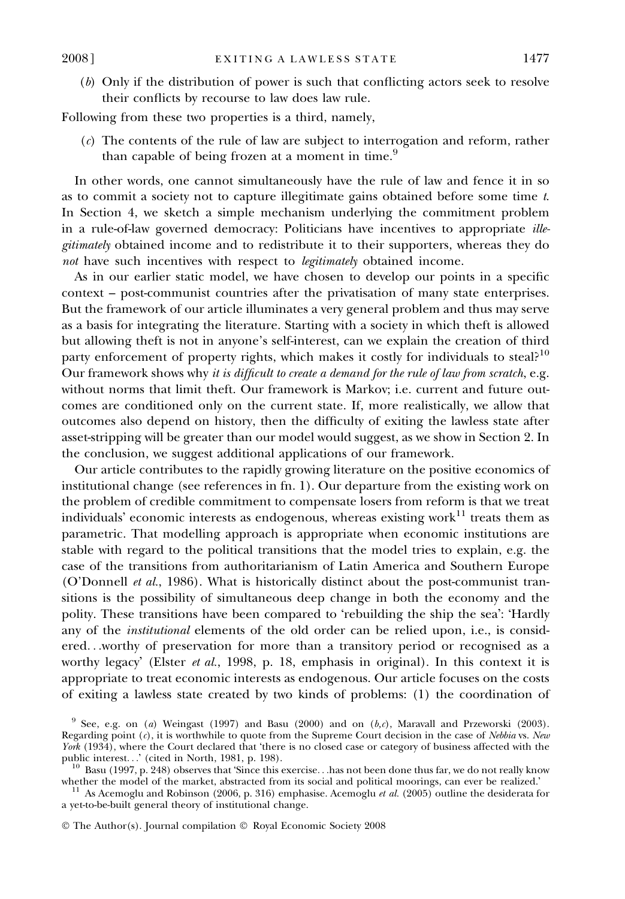(*b*) Only if the distribution of power is such that conflicting actors seek to resolve their conflicts by recourse to law does law rule.

Following from these two properties is a third, namely,

(*c*) The contents of the rule of law are subject to interrogation and reform, rather than capable of being frozen at a moment in time.[9]

In other words, one cannot simultaneously have the rule of law and fence it in so as to commit a society not to capture illegitimate gains obtained before some time *t*. In Section 4, we sketch a simple mechanism underlying the commitment problem in a rule-of-law governed democracy: Politicians have incentives to appropriate *illegitimately* obtained income and to redistribute it to their supporters, whereas they do *not* have such incentives with respect to *legitimately* obtained income.

As in our earlier static model, we have chosen to develop our points in a specific context – post-communist countries after the privatisation of many state enterprises. But the framework of our article illuminates a very general problem and thus may serve as a basis for integrating the literature. Starting with a society in which theft is allowed but allowing theft is not in anyone's self-interest, can we explain the creation of third party enforcement of property rights, which makes it costly for individuals to steal?[10] Our framework shows why *it is difficult to create a demand for the rule of law from scratch*, e.g. without norms that limit theft. Our framework is Markov; i.e. current and future outcomes are conditioned only on the current state. If, more realistically, we allow that outcomes also depend on history, then the difficulty of exiting the lawless state after asset-stripping will be greater than our model would suggest, as we show in Section 2. In the conclusion, we suggest additional applications of our framework.

Our article contributes to the rapidly growing literature on the positive economics of institutional change (see references in fn. 1). Our departure from the existing work on the problem of credible commitment to compensate losers from reform is that we treat individuals' economic interests as endogenous, whereas existing work[11] treats them as parametric. That modelling approach is appropriate when economic institutions are stable with regard to the political transitions that the model tries to explain, e.g. the case of the transitions from authoritarianism of Latin America and Southern Europe (O'Donnell *et al.*, 1986). What is historically distinct about the post-communist transitions is the possibility of simultaneous deep change in both the economy and the polity. These transitions have been compared to 'rebuilding the ship the sea': 'Hardly any of the *institutional* elements of the old order can be relied upon, i.e., is considered…worthy of preservation for more than a transitory period or recognised as a worthy legacy' (Elster *et al.*, 1998, p. 18, emphasis in original). In this context it is appropriate to treat economic interests as endogenous. Our article focuses on the costs of exiting a lawless state created by two kinds of problems: (1) the coordination of

[9] See, e.g. on (*a*) Weingast (1997) and Basu (2000) and on (*b*,*c*), Maravall and Przeworski (2003). Regarding point (*c*), it is worthwhile to quote from the Supreme Court decision in the case of *Nebbia* vs. *New York* (1934), where the Court declared that 'there is no closed case or category of business affected with the public interest…' (cited in North, 1981, p. 198).

[10] Basu (1997, p. 248) observes that 'Since this exercise…has not been done thus far, we do not really know whether the model of the market, abstracted from its social and political moorings, can ever be realized.'

[11] As Acemoglu and Robinson (2006, p. 316) emphasise. Acemoglu *et al.* (2005) outline the desiderata for a yet-to-be-built general theory of institutional change.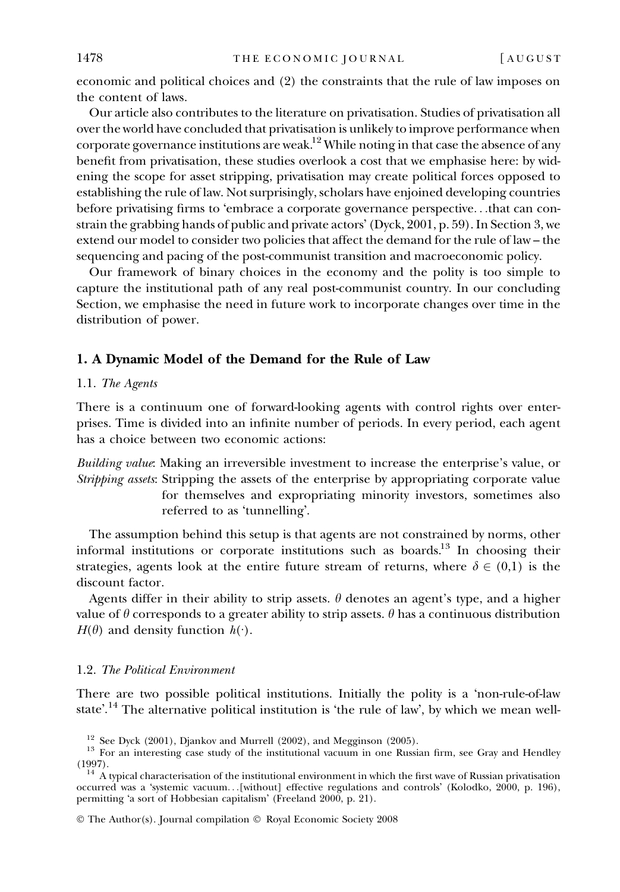economic and political choices and (2) the constraints that the rule of law imposes on the content of laws.

Our article also contributes to the literature on privatisation. Studies of privatisation all over the world have concluded that privatisation is unlikely to improve performance when corporate governance institutions are weak.[12] While noting in that case the absence of any benefit from privatisation, these studies overlook a cost that we emphasise here: by widening the scope for asset stripping, privatisation may create political forces opposed to establishing the rule of law. Not surprisingly, scholars have enjoined developing countries before privatising firms to 'embrace a corporate governance perspective…that can constrain the grabbing hands of public and private actors' (Dyck, 2001, p. 59). In Section 3, we extend our model to consider two policies that affect the demand for the rule of law – the sequencing and pacing of the post-communist transition and macroeconomic policy.

Our framework of binary choices in the economy and the polity is too simple to capture the institutional path of any real post-communist country. In our concluding Section, we emphasise the need in future work to incorporate changes over time in the distribution of power.

## 1. A Dynamic Model of the Demand for the Rule of Law

### 1.1. *The Agents*

There is a continuum one of forward-looking agents with control rights over enterprises. Time is divided into an infinite number of periods. In every period, each agent has a choice between two economic actions:

*Building value*: Making an irreversible investment to increase the enterprise's value, or
*Stripping assets*: Stripping the assets of the enterprise by appropriating corporate value for themselves and expropriating minority investors, sometimes also referred to as 'tunnelling'.

The assumption behind this setup is that agents are not constrained by norms, other informal institutions or corporate institutions such as boards.[13] In choosing their strategies, agents look at the entire future stream of returns, where $\delta \in (0,1)$ is the discount factor.

Agents differ in their ability to strip assets. $\theta$ denotes an agent's type, and a higher value of $\theta$ corresponds to a greater ability to strip assets. $\theta$ has a continuous distribution $H(\theta)$ and density function $h(\cdot)$.

### 1.2. *The Political Environment*

There are two possible political institutions. Initially the polity is a 'non-rule-of-law state'.[14] The alternative political institution is 'the rule of law', by which we mean well-

---

[12] See Dyck (2001), Djankov and Murrell (2002), and Megginson (2005).

[13] For an interesting case study of the institutional vacuum in one Russian firm, see Gray and Hendley (1997).

[14] A typical characterisation of the institutional environment in which the first wave of Russian privatisation occurred was a 'systemic vacuum…[without] effective regulations and controls' (Kolodko, 2000, p. 196), permitting 'a sort of Hobbesian capitalism' (Freeland 2000, p. 21).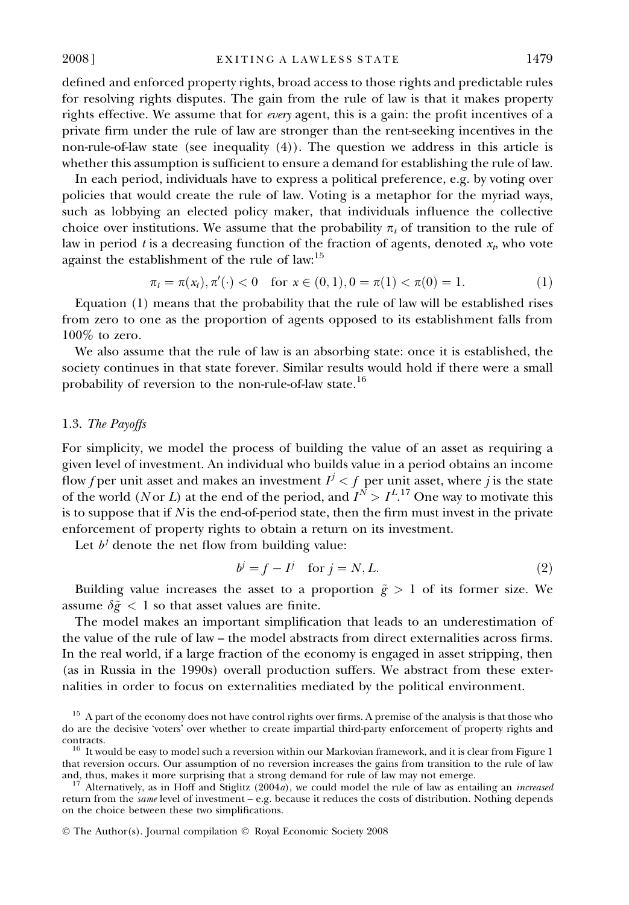defined and enforced property rights, broad access to those rights and predictable rules for resolving rights disputes. The gain from the rule of law is that it makes property rights effective. We assume that for *every* agent, this is a gain: the profit incentives of a private firm under the rule of law are stronger than the rent-seeking incentives in the non-rule-of-law state (see inequality (4)). The question we address in this article is whether this assumption is sufficient to ensure a demand for establishing the rule of law.

In each period, individuals have to express a political preference, e.g. by voting over policies that would create the rule of law. Voting is a metaphor for the myriad ways, such as lobbying an elected policy maker, that individuals influence the collective choice over institutions. We assume that the probability $\pi_t$ of transition to the rule of law in period $t$ is a decreasing function of the fraction of agents, denoted $x_t$, who vote against the establishment of the rule of law:[15]

$$\pi_t = \pi(x_t), \pi'(\cdot) < 0 \quad \text{for } x \in (0, 1), 0 = \pi(1) < \pi(0) = 1. \tag{1}$$

Equation (1) means that the probability that the rule of law will be established rises from zero to one as the proportion of agents opposed to its establishment falls from 100% to zero.

We also assume that the rule of law is an absorbing state: once it is established, the society continues in that state forever. Similar results would hold if there were a small probability of reversion to the non-rule-of-law state.[16]

### 1.3. *The Payoffs*

For simplicity, we model the process of building the value of an asset as requiring a given level of investment. An individual who builds value in a period obtains an income flow $f$ per unit asset and makes an investment $I^j < f$ per unit asset, where $j$ is the state of the world ($N$ or $L$) at the end of the period, and $I^N > I^L$.[17] One way to motivate this is to suppose that if $N$ is the end-of-period state, then the firm must invest in the private enforcement of property rights to obtain a return on its investment.

Let $b^j$ denote the net flow from building value:

$$b^j = f - I^j \quad \text{for } j = N, L. \tag{2}$$

Building value increases the asset to a proportion $\tilde{g} > 1$ of its former size. We assume $\delta\tilde{g} < 1$ so that asset values are finite.

The model makes an important simplification that leads to an underestimation of the value of the rule of law – the model abstracts from direct externalities across firms. In the real world, if a large fraction of the economy is engaged in asset stripping, then (as in Russia in the 1990s) overall production suffers. We abstract from these externalities in order to focus on externalities mediated by the political environment.

[15] A part of the economy does not have control rights over firms. A premise of the analysis is that those who do are the decisive 'voters' over whether to create impartial third-party enforcement of property rights and contracts.

[16] It would be easy to model such a reversion within our Markovian framework, and it is clear from Figure 1 that reversion occurs. Our assumption of no reversion increases the gains from transition to the rule of law and, thus, makes it more surprising that a strong demand for rule of law may not emerge.

[17] Alternatively, as in Hoff and Stiglitz (2004*a*), we could model the rule of law as entailing an *increased* return from the *same* level of investment – e.g. because it reduces the costs of distribution. Nothing depends on the choice between these two simplifications.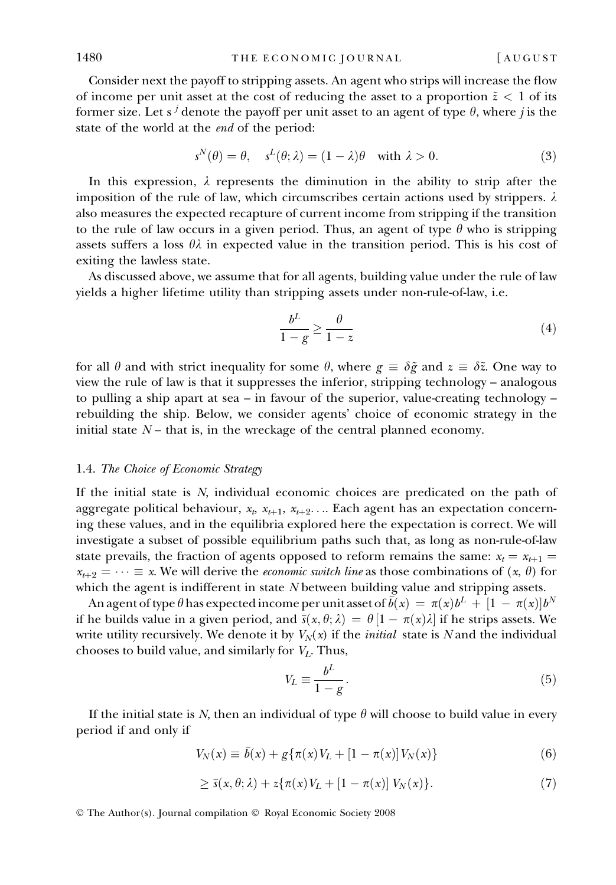Consider next the payoff to stripping assets. An agent who strips will increase the flow of income per unit asset at the cost of reducing the asset to a proportion $\tilde{z} < 1$ of its former size. Let $s^j$ denote the payoff per unit asset to an agent of type $\theta$, where $j$ is the state of the world at the *end* of the period:

$$s^N(\theta) = \theta, \quad s^L(\theta; \lambda) = (1 - \lambda)\theta \quad \text{with } \lambda > 0. \tag{3}$$

In this expression, $\lambda$ represents the diminution in the ability to strip after the imposition of the rule of law, which circumscribes certain actions used by strippers. $\lambda$ also measures the expected recapture of current income from stripping if the transition to the rule of law occurs in a given period. Thus, an agent of type $\theta$ who is stripping assets suffers a loss $\theta\lambda$ in expected value in the transition period. This is his cost of exiting the lawless state.

As discussed above, we assume that for all agents, building value under the rule of law yields a higher lifetime utility than stripping assets under non-rule-of-law, i.e.

$$\frac{b^L}{1 - g} \geq \frac{\theta}{1 - z} \tag{4}$$

for all $\theta$ and with strict inequality for some $\theta$, where $g \equiv \delta\tilde{g}$ and $z \equiv \delta\tilde{z}$. One way to view the rule of law is that it suppresses the inferior, stripping technology – analogous to pulling a ship apart at sea – in favour of the superior, value-creating technology – rebuilding the ship. Below, we consider agents' choice of economic strategy in the initial state $N$ – that is, in the wreckage of the central planned economy.

### 1.4. *The Choice of Economic Strategy*

If the initial state is $N$, individual economic choices are predicated on the path of aggregate political behaviour, $x_t$, $x_{t+1}$, $x_{t+2}$.... Each agent has an expectation concerning these values, and in the equilibria explored here the expectation is correct. We will investigate a subset of possible equilibrium paths such that, as long as non-rule-of-law state prevails, the fraction of agents opposed to reform remains the same: $x_t = x_{t+1} = x_{t+2} = \cdots \equiv x$. We will derive the *economic switch line* as those combinations of $(x, \theta)$ for which the agent is indifferent in state $N$ between building value and stripping assets.

An agent of type $\theta$ has expected income per unit asset of $\bar{b}(x) = \pi(x)b^L + [1 - \pi(x)]b^N$ if he builds value in a given period, and $\bar{s}(x, \theta; \lambda) = \theta[1 - \pi(x)\lambda]$ if he strips assets. We write utility recursively. We denote it by $V_N(x)$ if the *initial* state is $N$ and the individual chooses to build value, and similarly for $V_L$. Thus,

$$V_L \equiv \frac{b^L}{1 - g}. \tag{5}$$

If the initial state is $N$, then an individual of type $\theta$ will choose to build value in every period if and only if

$$V_N(x) \equiv \bar{b}(x) + g\{\pi(x)V_L + [1 - \pi(x)]V_N(x)\} \tag{6}$$

$$\geq \bar{s}(x, \theta; \lambda) + z\{\pi(x)V_L + [1 - \pi(x)]\, V_N(x)\}. \tag{7}$$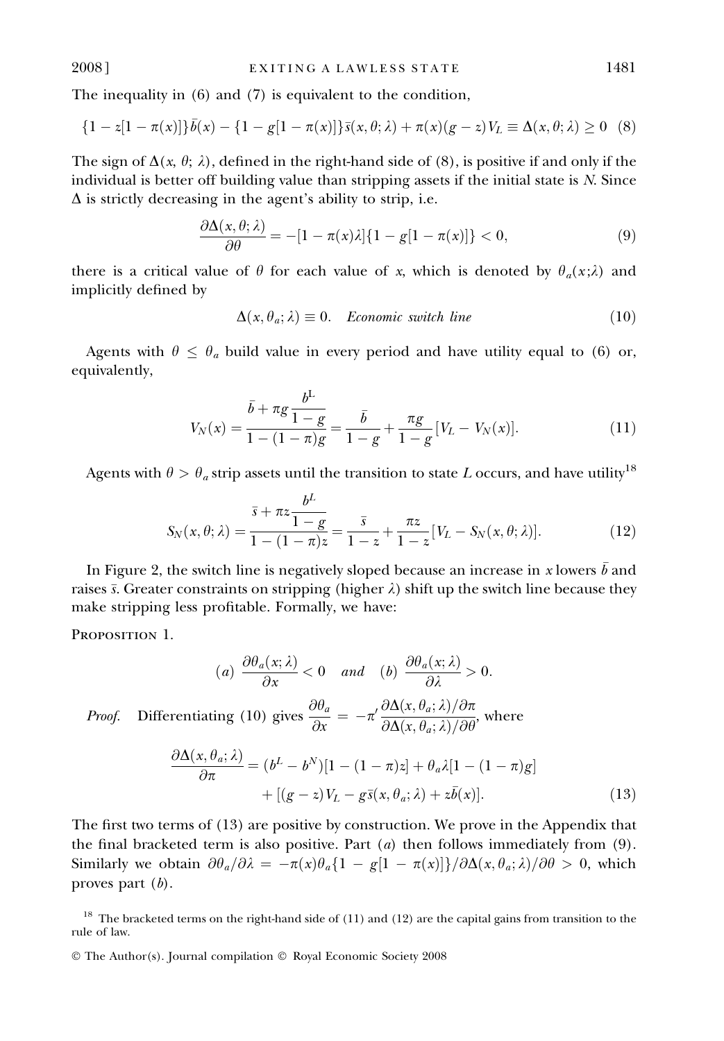The inequality in (6) and (7) is equivalent to the condition,

$$\{1 - z[1 - \pi(x)]\}\bar{b}(x) - \{1 - g[1 - \pi(x)]\}\bar{s}(x, \theta; \lambda) + \pi(x)(g - z)V_L \equiv \Delta(x, \theta; \lambda) \geq 0 \quad (8)$$

The sign of $\Delta(x, \theta; \lambda)$, defined in the right-hand side of (8), is positive if and only if the individual is better off building value than stripping assets if the initial state is $N$. Since $\Delta$ is strictly decreasing in the agent's ability to strip, i.e.

$$\frac{\partial \Delta(x, \theta; \lambda)}{\partial \theta} = -[1 - \pi(x)\lambda]\{1 - g[1 - \pi(x)]\} < 0, \quad (9)$$

there is a critical value of $\theta$ for each value of $x$, which is denoted by $\theta_a(x;\lambda)$ and implicitly defined by

$$\Delta(x, \theta_a; \lambda) \equiv 0. \quad \textit{Economic switch line} \quad (10)$$

Agents with $\theta \leq \theta_a$ build value in every period and have utility equal to (6) or, equivalently,

$$V_N(x) = \frac{\bar{b} + \pi g \dfrac{b^L}{1 - g}}{1 - (1 - \pi)g} = \frac{\bar{b}}{1 - g} + \frac{\pi g}{1 - g}[V_L - V_N(x)]. \quad (11)$$

Agents with $\theta > \theta_a$ strip assets until the transition to state $L$ occurs, and have utility[18]

$$S_N(x, \theta; \lambda) = \frac{\bar{s} + \pi z \dfrac{b^L}{1 - g}}{1 - (1 - \pi)z} = \frac{\bar{s}}{1 - z} + \frac{\pi z}{1 - z}[V_L - S_N(x, \theta; \lambda)]. \quad (12)$$

In Figure 2, the switch line is negatively sloped because an increase in $x$ lowers $\bar{b}$ and raises $\bar{s}$. Greater constraints on stripping (higher $\lambda$) shift up the switch line because they make stripping less profitable. Formally, we have:

Proposition 1.

$$(a) \ \frac{\partial \theta_a(x; \lambda)}{\partial x} < 0 \quad \textit{and} \quad (b) \ \frac{\partial \theta_a(x; \lambda)}{\partial \lambda} > 0.$$

*Proof.* Differentiating (10) gives $\dfrac{\partial \theta_a}{\partial x} = -\pi' \dfrac{\partial \Delta(x, \theta_a; \lambda)/\partial \pi}{\partial \Delta(x, \theta_a; \lambda)/\partial \theta}$, where

$$\begin{aligned}\frac{\partial \Delta(x, \theta_a; \lambda)}{\partial \pi} = &(b^L - b^N)[1 - (1 - \pi)z] + \theta_a \lambda [1 - (1 - \pi)g] \\ &+ [(g - z)V_L - g\bar{s}(x, \theta_a; \lambda) + z\bar{b}(x)].\end{aligned} \quad (13)$$

The first two terms of (13) are positive by construction. We prove in the Appendix that the final bracketed term is also positive. Part $(a)$ then follows immediately from (9). Similarly we obtain $\partial \theta_a / \partial \lambda = -\pi(x)\theta_a\{1 - g[1 - \pi(x)]\}/\partial \Delta(x, \theta_a; \lambda)/\partial \theta > 0$, which proves part $(b)$.

[18] The bracketed terms on the right-hand side of (11) and (12) are the capital gains from transition to the rule of law.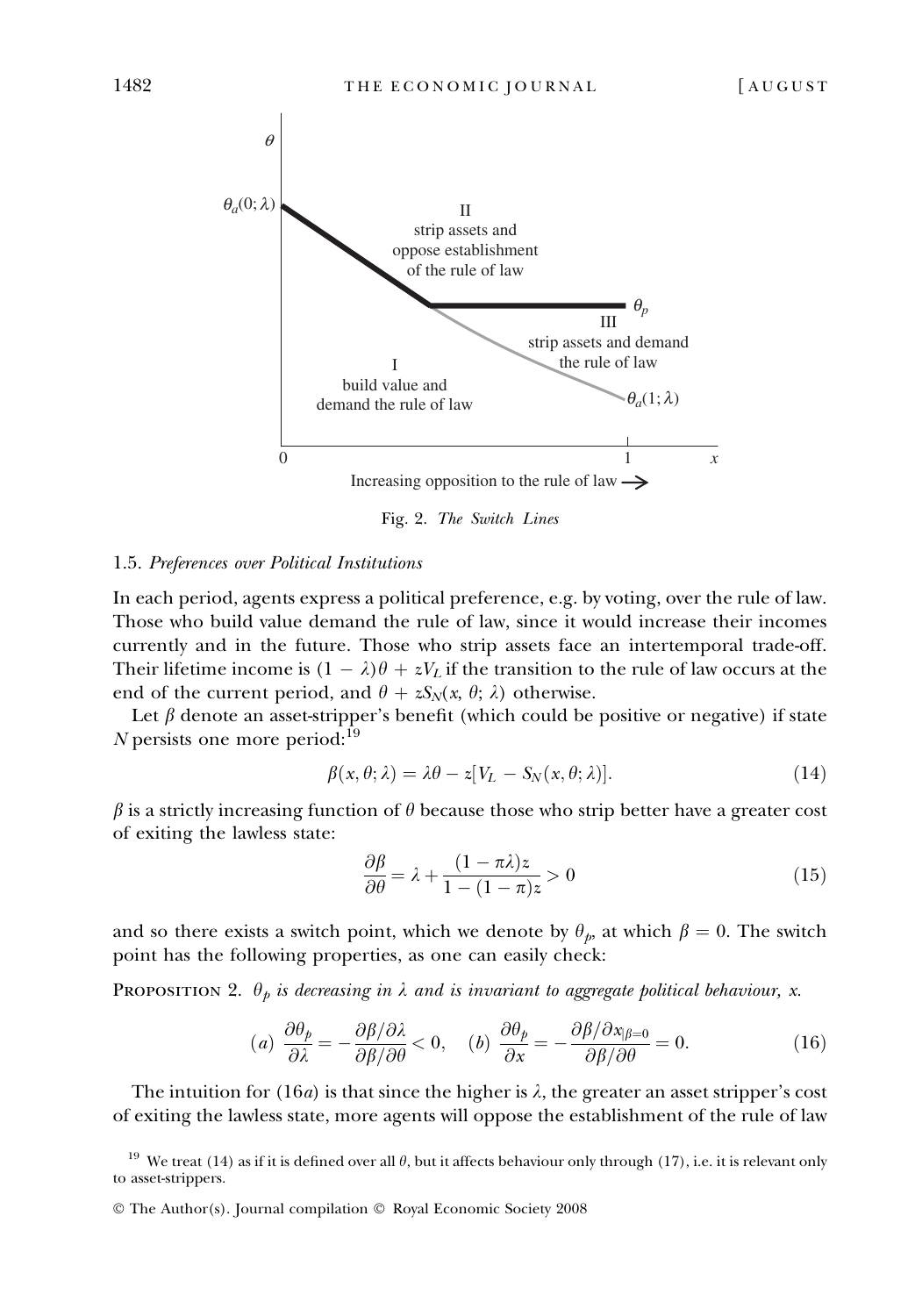Fig. 2. *The Switch Lines*

### 1.5. *Preferences over Political Institutions*

In each period, agents express a political preference, e.g. by voting, over the rule of law. Those who build value demand the rule of law, since it would increase their incomes currently and in the future. Those who strip assets face an intertemporal trade-off. Their lifetime income is $(1 - \lambda)\theta + zV_L$ if the transition to the rule of law occurs at the end of the current period, and $\theta + zS_N(x, \theta; \lambda)$ otherwise.

Let $\beta$ denote an asset-stripper's benefit (which could be positive or negative) if state $N$ persists one more period:[19]

$$\beta(x, \theta; \lambda) = \lambda\theta - z[V_L - S_N(x, \theta; \lambda)]. \tag{14}$$

$\beta$ is a strictly increasing function of $\theta$ because those who strip better have a greater cost of exiting the lawless state:

$$\frac{\partial \beta}{\partial \theta} = \lambda + \frac{(1 - \pi\lambda)z}{1 - (1 - \pi)z} > 0 \tag{15}$$

and so there exists a switch point, which we denote by $\theta_p$, at which $\beta = 0$. The switch point has the following properties, as one can easily check:

Proposition 2. *$\theta_p$ is decreasing in $\lambda$ and is invariant to aggregate political behaviour, $x$.*

$$(a)\ \frac{\partial \theta_p}{\partial \lambda} = -\frac{\partial \beta / \partial \lambda}{\partial \beta / \partial \theta} < 0, \quad (b)\ \frac{\partial \theta_p}{\partial x} = -\frac{\partial \beta / \partial x_{|\beta=0}}{\partial \beta / \partial \theta} = 0. \tag{16}$$

The intuition for (16*a*) is that since the higher is $\lambda$, the greater an asset stripper's cost of exiting the lawless state, more agents will oppose the establishment of the rule of law

[19] We treat (14) as if it is defined over all $\theta$, but it affects behaviour only through (17), i.e. it is relevant only to asset-strippers.

© The Author(s). Journal compilation © Royal Economic Society 2008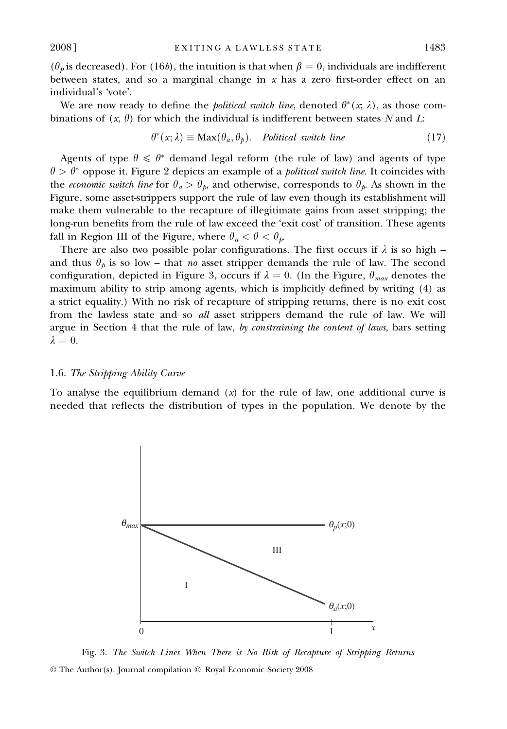($\theta_p$ is decreased). For (16*b*), the intuition is that when $\beta = 0$, individuals are indifferent between states, and so a marginal change in $x$ has a zero first-order effect on an individual's 'vote'.

We are now ready to define the *political switch line*, denoted $\theta^*(x; \lambda)$, as those combinations of $(x, \theta)$ for which the individual is indifferent between states $N$ and $L$:

$$\theta^*(x; \lambda) \equiv \text{Max}(\theta_a, \theta_p). \quad \textit{Political switch line} \tag{17}$$

Agents of type $\theta \leqslant \theta^*$ demand legal reform (the rule of law) and agents of type $\theta > \theta^*$ oppose it. Figure 2 depicts an example of a *political switch line*. It coincides with the *economic switch line* for $\theta_a > \theta_p$, and otherwise, corresponds to $\theta_p$. As shown in the Figure, some asset-strippers support the rule of law even though its establishment will make them vulnerable to the recapture of illegitimate gains from asset stripping; the long-run benefits from the rule of law exceed the 'exit cost' of transition. These agents fall in Region III of the Figure, where $\theta_a < \theta < \theta_p$.

There are also two possible polar configurations. The first occurs if $\lambda$ is so high – and thus $\theta_p$ is so low – that *no* asset stripper demands the rule of law. The second configuration, depicted in Figure 3, occurs if $\lambda = 0$. (In the Figure, $\theta_{max}$ denotes the maximum ability to strip among agents, which is implicitly defined by writing (4) as a strict equality.) With no risk of recapture of stripping returns, there is no exit cost from the lawless state and so *all* asset strippers demand the rule of law. We will argue in Section 4 that the rule of law, *by constraining the content of laws*, bars setting $\lambda = 0$.

### 1.6. *The Stripping Ability Curve*

To analyse the equilibrium demand ($x$) for the rule of law, one additional curve is needed that reflects the distribution of types in the population. We denote by the

Fig. 3. *The Switch Lines When There is No Risk of Recapture of Stripping Returns*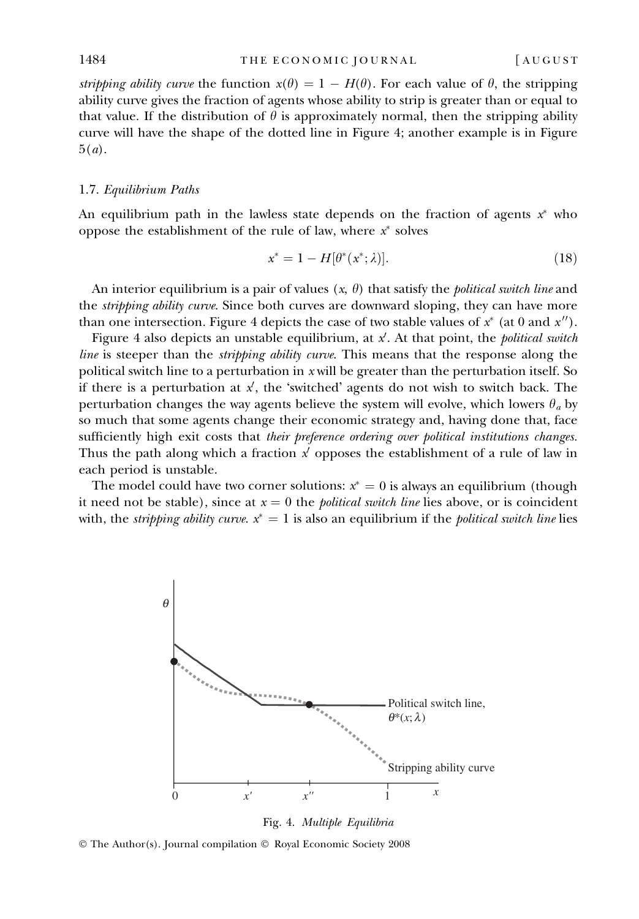*stripping ability curve* the function $x(\theta) = 1 - H(\theta)$. For each value of $\theta$, the stripping ability curve gives the fraction of agents whose ability to strip is greater than or equal to that value. If the distribution of $\theta$ is approximately normal, then the stripping ability curve will have the shape of the dotted line in Figure 4; another example is in Figure 5(*a*).

### 1.7. *Equilibrium Paths*

An equilibrium path in the lawless state depends on the fraction of agents $x^*$ who oppose the establishment of the rule of law, where $x^*$ solves

$$x^* = 1 - H[\theta^*(x^*; \lambda)]. \tag{18}$$

An interior equilibrium is a pair of values $(x, \theta)$ that satisfy the *political switch line* and the *stripping ability curve*. Since both curves are downward sloping, they can have more than one intersection. Figure 4 depicts the case of two stable values of $x^*$ (at 0 and $x''$).

Figure 4 also depicts an unstable equilibrium, at $x'$. At that point, the *political switch line* is steeper than the *stripping ability curve*. This means that the response along the political switch line to a perturbation in $x$ will be greater than the perturbation itself. So if there is a perturbation at $x'$, the 'switched' agents do not wish to switch back. The perturbation changes the way agents believe the system will evolve, which lowers $\theta_a$ by so much that some agents change their economic strategy and, having done that, face sufficiently high exit costs that *their preference ordering over political institutions changes*. Thus the path along which a fraction $x'$ opposes the establishment of a rule of law in each period is unstable.

The model could have two corner solutions: $x^* = 0$ is always an equilibrium (though it need not be stable), since at $x = 0$ the *political switch line* lies above, or is coincident with, the *stripping ability curve*. $x^* = 1$ is also an equilibrium if the *political switch line* lies

Fig. 4. *Multiple Equilibria*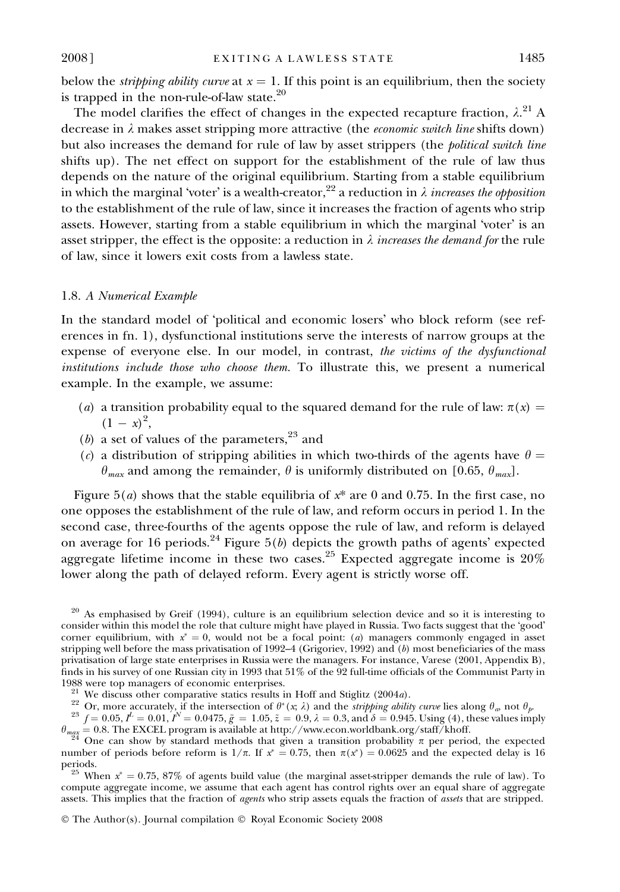below the *stripping ability curve* at $x = 1$. If this point is an equilibrium, then the society is trapped in the non-rule-of-law state.[20]

The model clarifies the effect of changes in the expected recapture fraction, $\lambda$.[21] A decrease in $\lambda$ makes asset stripping more attractive (the *economic switch line* shifts down) but also increases the demand for rule of law by asset strippers (the *political switch line* shifts up). The net effect on support for the establishment of the rule of law thus depends on the nature of the original equilibrium. Starting from a stable equilibrium in which the marginal 'voter' is a wealth-creator,[22] a reduction in $\lambda$ *increases the opposition* to the establishment of the rule of law, since it increases the fraction of agents who strip assets. However, starting from a stable equilibrium in which the marginal 'voter' is an asset stripper, the effect is the opposite: a reduction in $\lambda$ *increases the demand for* the rule of law, since it lowers exit costs from a lawless state.

### 1.8. *A Numerical Example*

In the standard model of 'political and economic losers' who block reform (see references in fn. 1), dysfunctional institutions serve the interests of narrow groups at the expense of everyone else. In our model, in contrast, *the victims of the dysfunctional institutions include those who choose them.* To illustrate this, we present a numerical example. In the example, we assume:

- (*a*) a transition probability equal to the squared demand for the rule of law: $\pi(x) = (1 - x)^2$,
- (*b*) a set of values of the parameters,[23] and
- (*c*) a distribution of stripping abilities in which two-thirds of the agents have $\theta = \theta_{max}$ and among the remainder, $\theta$ is uniformly distributed on $[0.65, \theta_{max}]$.

Figure 5(*a*) shows that the stable equilibria of $x^*$ are 0 and 0.75. In the first case, no one opposes the establishment of the rule of law, and reform occurs in period 1. In the second case, three-fourths of the agents oppose the rule of law, and reform is delayed on average for 16 periods.[24] Figure 5(*b*) depicts the growth paths of agents' expected aggregate lifetime income in these two cases.[25] Expected aggregate income is 20% lower along the path of delayed reform. Every agent is strictly worse off.

[20] As emphasised by Greif (1994), culture is an equilibrium selection device and so it is interesting to consider within this model the role that culture might have played in Russia. Two facts suggest that the 'good' corner equilibrium, with $x^* = 0$, would not be a focal point: (*a*) managers commonly engaged in asset stripping well before the mass privatisation of 1992–4 (Grigoriev, 1992) and (*b*) most beneficiaries of the mass privatisation of large state enterprises in Russia were the managers. For instance, Varese (2001, Appendix B), finds in his survey of one Russian city in 1993 that 51% of the 92 full-time officials of the Communist Party in 1988 were top managers of economic enterprises.

[21] We discuss other comparative statics results in Hoff and Stiglitz (2004*a*).

[22] Or, more accurately, if the intersection of $\theta^*(x; \lambda)$ and the *stripping ability curve* lies along $\theta_a$, not $\theta_p$.

[23] $f = 0.05$, $I^L = 0.01$, $I^N = 0.0475$, $\tilde{g} = 1.05$, $\tilde{z} = 0.9$, $\lambda = 0.3$, and $\delta = 0.945$. Using (4), these values imply $\theta_{max} = 0.8$. The EXCEL program is available at http://www.econ.worldbank.org/staff/khoff.

[24] One can show by standard methods that given a transition probability $\pi$ per period, the expected number of periods before reform is $1/\pi$. If $x^* = 0.75$, then $\pi(x^*) = 0.0625$ and the expected delay is 16 periods.

[25] When $x^* = 0.75$, 87% of agents build value (the marginal asset-stripper demands the rule of law). To compute aggregate income, we assume that each agent has control rights over an equal share of aggregate assets. This implies that the fraction of *agents* who strip assets equals the fraction of *assets* that are stripped.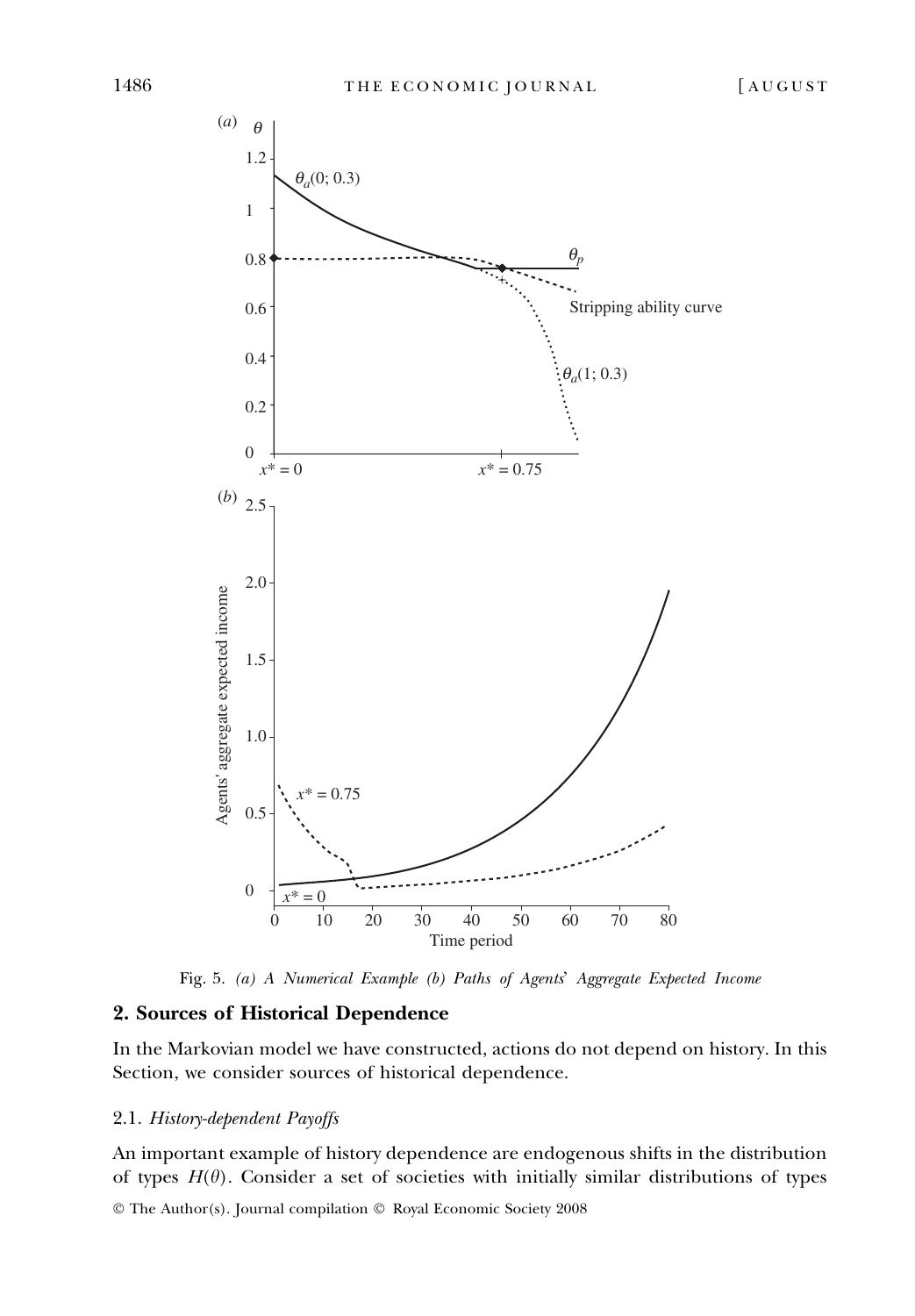Fig. 5. *(a) A Numerical Example (b) Paths of Agents' Aggregate Expected Income*

## 2. Sources of Historical Dependence

In the Markovian model we have constructed, actions do not depend on history. In this Section, we consider sources of historical dependence.

### 2.1. *History-dependent Payoffs*

An important example of history dependence are endogenous shifts in the distribution of types $H(\theta)$. Consider a set of societies with initially similar distributions of types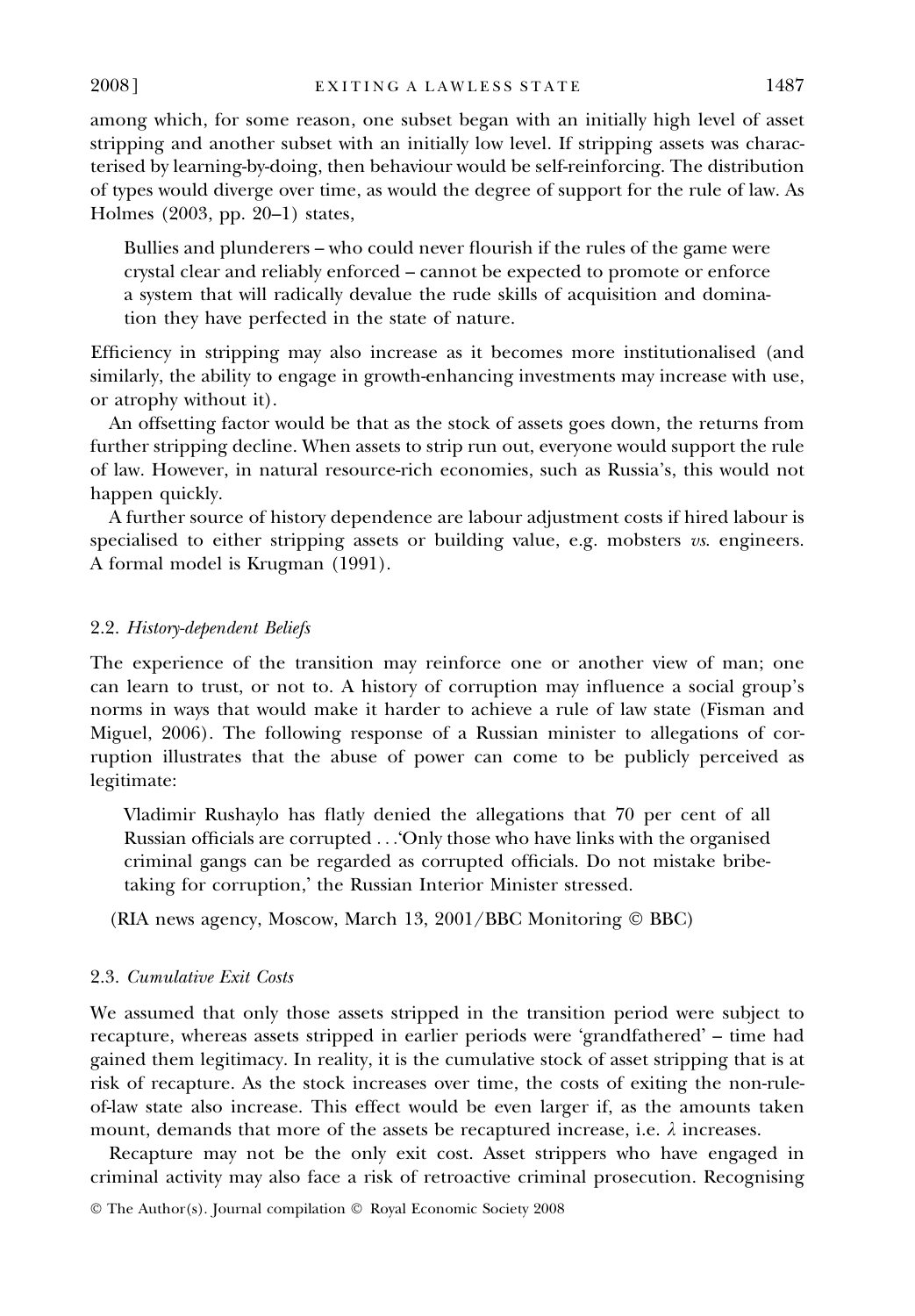among which, for some reason, one subset began with an initially high level of asset stripping and another subset with an initially low level. If stripping assets was characterised by learning-by-doing, then behaviour would be self-reinforcing. The distribution of types would diverge over time, as would the degree of support for the rule of law. As Holmes (2003, pp. 20–1) states,

> Bullies and plunderers – who could never flourish if the rules of the game were crystal clear and reliably enforced – cannot be expected to promote or enforce a system that will radically devalue the rude skills of acquisition and domination they have perfected in the state of nature.

Efficiency in stripping may also increase as it becomes more institutionalised (and similarly, the ability to engage in growth-enhancing investments may increase with use, or atrophy without it).

An offsetting factor would be that as the stock of assets goes down, the returns from further stripping decline. When assets to strip run out, everyone would support the rule of law. However, in natural resource-rich economies, such as Russia's, this would not happen quickly.

A further source of history dependence are labour adjustment costs if hired labour is specialised to either stripping assets or building value, e.g. mobsters *vs.* engineers. A formal model is Krugman (1991).

### 2.2. *History-dependent Beliefs*

The experience of the transition may reinforce one or another view of man; one can learn to trust, or not to. A history of corruption may influence a social group's norms in ways that would make it harder to achieve a rule of law state (Fisman and Miguel, 2006). The following response of a Russian minister to allegations of corruption illustrates that the abuse of power can come to be publicly perceived as legitimate:

> Vladimir Rushaylo has flatly denied the allegations that 70 per cent of all Russian officials are corrupted …'Only those who have links with the organised criminal gangs can be regarded as corrupted officials. Do not mistake bribe-taking for corruption,' the Russian Interior Minister stressed.

(RIA news agency, Moscow, March 13, 2001/BBC Monitoring © BBC)

### 2.3. *Cumulative Exit Costs*

We assumed that only those assets stripped in the transition period were subject to recapture, whereas assets stripped in earlier periods were 'grandfathered' – time had gained them legitimacy. In reality, it is the cumulative stock of asset stripping that is at risk of recapture. As the stock increases over time, the costs of exiting the non-rule-of-law state also increase. This effect would be even larger if, as the amounts taken mount, demands that more of the assets be recaptured increase, i.e. $\lambda$ increases.

Recapture may not be the only exit cost. Asset strippers who have engaged in criminal activity may also face a risk of retroactive criminal prosecution. Recognising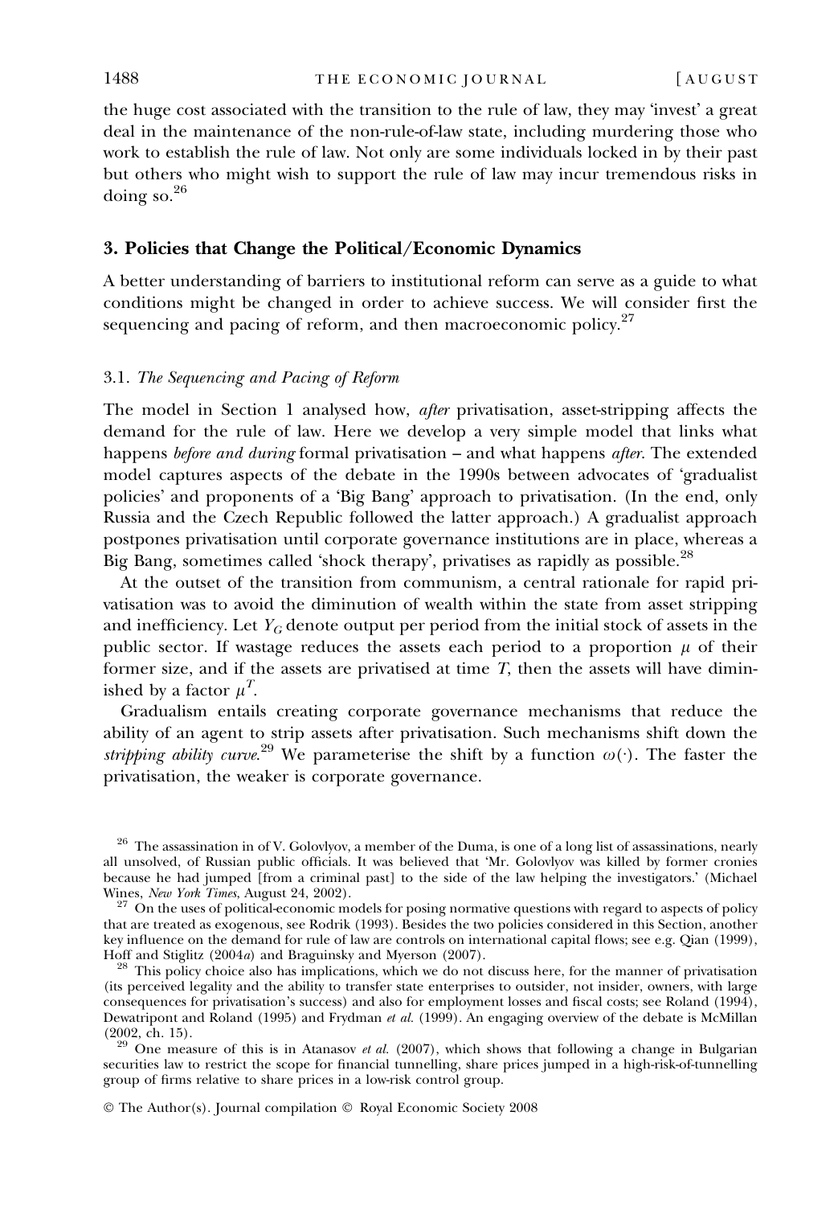the huge cost associated with the transition to the rule of law, they may 'invest' a great deal in the maintenance of the non-rule-of-law state, including murdering those who work to establish the rule of law. Not only are some individuals locked in by their past but others who might wish to support the rule of law may incur tremendous risks in doing so.[26]

## 3. Policies that Change the Political/Economic Dynamics

A better understanding of barriers to institutional reform can serve as a guide to what conditions might be changed in order to achieve success. We will consider first the sequencing and pacing of reform, and then macroeconomic policy.[27]

### 3.1. *The Sequencing and Pacing of Reform*

The model in Section 1 analysed how, *after* privatisation, asset-stripping affects the demand for the rule of law. Here we develop a very simple model that links what happens *before and during* formal privatisation – and what happens *after*. The extended model captures aspects of the debate in the 1990s between advocates of 'gradualist policies' and proponents of a 'Big Bang' approach to privatisation. (In the end, only Russia and the Czech Republic followed the latter approach.) A gradualist approach postpones privatisation until corporate governance institutions are in place, whereas a Big Bang, sometimes called 'shock therapy', privatises as rapidly as possible.[28]

At the outset of the transition from communism, a central rationale for rapid privatisation was to avoid the diminution of wealth within the state from asset stripping and inefficiency. Let $Y_G$ denote output per period from the initial stock of assets in the public sector. If wastage reduces the assets each period to a proportion $\mu$ of their former size, and if the assets are privatised at time $T$, then the assets will have diminished by a factor $\mu^T$.

Gradualism entails creating corporate governance mechanisms that reduce the ability of an agent to strip assets after privatisation. Such mechanisms shift down the *stripping ability curve*.[29] We parameterise the shift by a function $\omega(\cdot)$. The faster the privatisation, the weaker is corporate governance.

[26] The assassination in of V. Golovlyov, a member of the Duma, is one of a long list of assassinations, nearly all unsolved, of Russian public officials. It was believed that 'Mr. Golovlyov was killed by former cronies because he had jumped [from a criminal past] to the side of the law helping the investigators.' (Michael Wines, *New York Times*, August 24, 2002).

[27] On the uses of political-economic models for posing normative questions with regard to aspects of policy that are treated as exogenous, see Rodrik (1993). Besides the two policies considered in this Section, another key influence on the demand for rule of law are controls on international capital flows; see e.g. Qian (1999), Hoff and Stiglitz (2004*a*) and Braguinsky and Myerson (2007).

[28] This policy choice also has implications, which we do not discuss here, for the manner of privatisation (its perceived legality and the ability to transfer state enterprises to outsider, not insider, owners, with large consequences for privatisation's success) and also for employment losses and fiscal costs; see Roland (1994), Dewatripont and Roland (1995) and Frydman *et al.* (1999). An engaging overview of the debate is McMillan (2002, ch. 15).

[29] One measure of this is in Atanasov *et al.* (2007), which shows that following a change in Bulgarian securities law to restrict the scope for financial tunnelling, share prices jumped in a high-risk-of-tunnelling group of firms relative to share prices in a low-risk control group.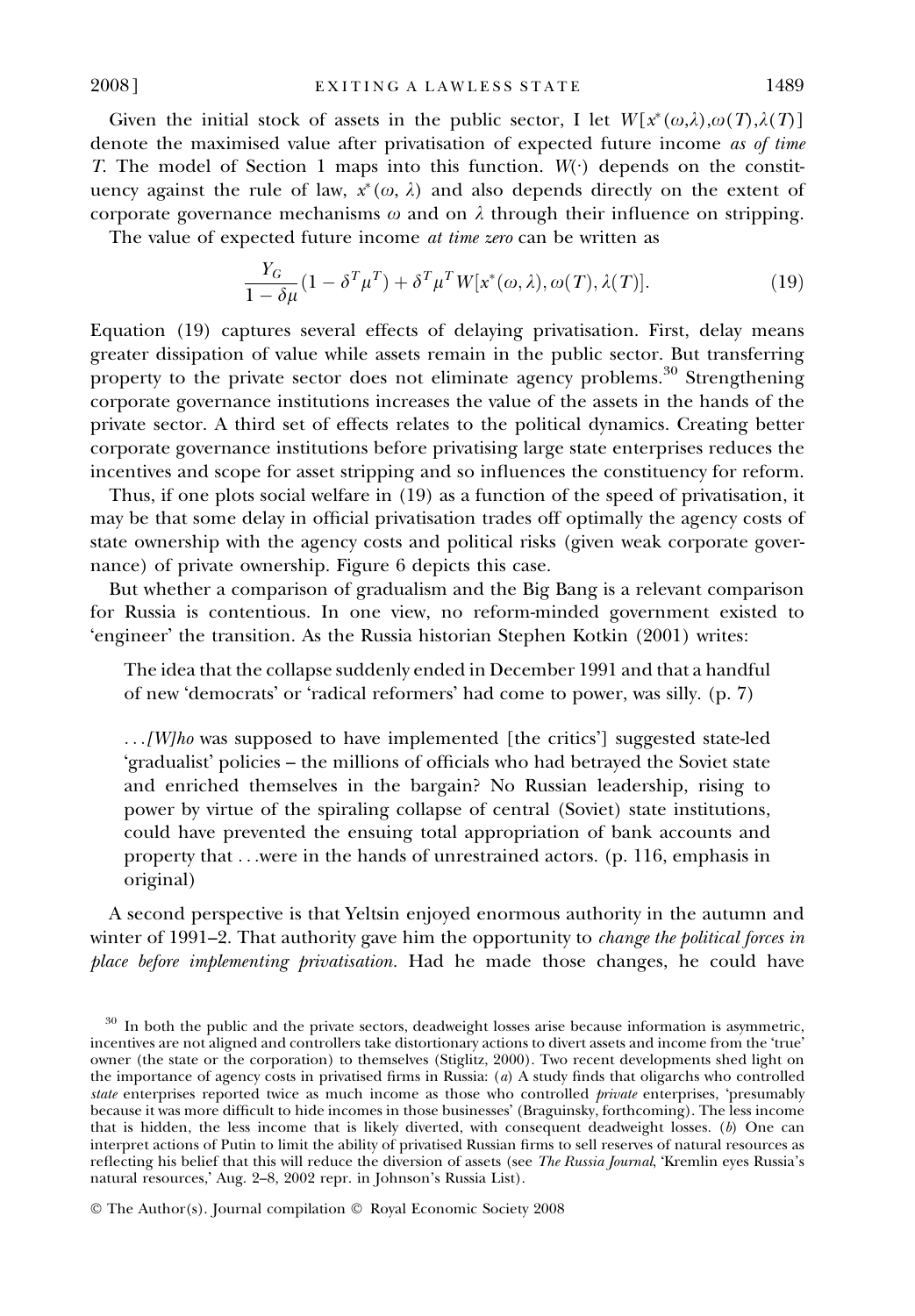Given the initial stock of assets in the public sector, I let $W[x^*(\omega,\lambda),\omega(T),\lambda(T)]$ denote the maximised value after privatisation of expected future income *as of time* $T$. The model of Section 1 maps into this function. $W(\cdot)$ depends on the constituency against the rule of law, $x^*(\omega, \lambda)$ and also depends directly on the extent of corporate governance mechanisms $\omega$ and on $\lambda$ through their influence on stripping.

The value of expected future income *at time zero* can be written as

$$\frac{Y_G}{1-\delta\mu}(1-\delta^T\mu^T)+\delta^T\mu^T W[x^*(\omega,\lambda),\omega(T),\lambda(T)]. \tag{19}$$

Equation (19) captures several effects of delaying privatisation. First, delay means greater dissipation of value while assets remain in the public sector. But transferring property to the private sector does not eliminate agency problems.[30] Strengthening corporate governance institutions increases the value of the assets in the hands of the private sector. A third set of effects relates to the political dynamics. Creating better corporate governance institutions before privatising large state enterprises reduces the incentives and scope for asset stripping and so influences the constituency for reform.

Thus, if one plots social welfare in (19) as a function of the speed of privatisation, it may be that some delay in official privatisation trades off optimally the agency costs of state ownership with the agency costs and political risks (given weak corporate governance) of private ownership. Figure 6 depicts this case.

But whether a comparison of gradualism and the Big Bang is a relevant comparison for Russia is contentious. In one view, no reform-minded government existed to 'engineer' the transition. As the Russia historian Stephen Kotkin (2001) writes:

> The idea that the collapse suddenly ended in December 1991 and that a handful of new 'democrats' or 'radical reformers' had come to power, was silly. (p. 7)
>
> ...*[W]ho* was supposed to have implemented [the critics'] suggested state-led 'gradualist' policies – the millions of officials who had betrayed the Soviet state and enriched themselves in the bargain? No Russian leadership, rising to power by virtue of the spiraling collapse of central (Soviet) state institutions, could have prevented the ensuing total appropriation of bank accounts and property that ...were in the hands of unrestrained actors. (p. 116, emphasis in original)

A second perspective is that Yeltsin enjoyed enormous authority in the autumn and winter of 1991–2. That authority gave him the opportunity to *change the political forces in place before implementing privatisation*. Had he made those changes, he could have

[30] In both the public and the private sectors, deadweight losses arise because information is asymmetric, incentives are not aligned and controllers take distortionary actions to divert assets and income from the 'true' owner (the state or the corporation) to themselves (Stiglitz, 2000). Two recent developments shed light on the importance of agency costs in privatised firms in Russia: (*a*) A study finds that oligarchs who controlled *state* enterprises reported twice as much income as those who controlled *private* enterprises, 'presumably because it was more difficult to hide incomes in those businesses' (Braguinsky, forthcoming). The less income that is hidden, the less income that is likely diverted, with consequent deadweight losses. (*b*) One can interpret actions of Putin to limit the ability of privatised Russian firms to sell reserves of natural resources as reflecting his belief that this will reduce the diversion of assets (see *The Russia Journal*, 'Kremlin eyes Russia's natural resources,' Aug. 2–8, 2002 repr. in Johnson's Russia List).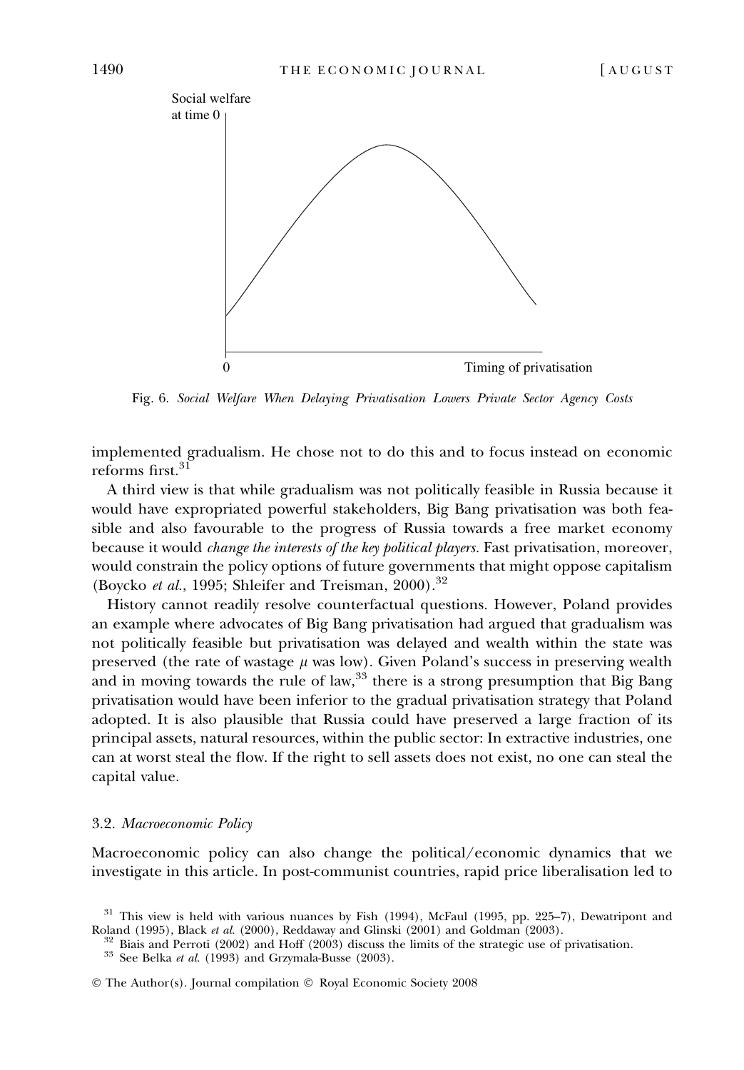Fig. 6. *Social Welfare When Delaying Privatisation Lowers Private Sector Agency Costs*

implemented gradualism. He chose not to do this and to focus instead on economic reforms first.[31]

A third view is that while gradualism was not politically feasible in Russia because it would have expropriated powerful stakeholders, Big Bang privatisation was both feasible and also favourable to the progress of Russia towards a free market economy because it would *change the interests of the key political players*. Fast privatisation, moreover, would constrain the policy options of future governments that might oppose capitalism (Boycko *et al.*, 1995; Shleifer and Treisman, 2000).[32]

History cannot readily resolve counterfactual questions. However, Poland provides an example where advocates of Big Bang privatisation had argued that gradualism was not politically feasible but privatisation was delayed and wealth within the state was preserved (the rate of wastage $\mu$ was low). Given Poland's success in preserving wealth and in moving towards the rule of law,[33] there is a strong presumption that Big Bang privatisation would have been inferior to the gradual privatisation strategy that Poland adopted. It is also plausible that Russia could have preserved a large fraction of its principal assets, natural resources, within the public sector: In extractive industries, one can at worst steal the flow. If the right to sell assets does not exist, no one can steal the capital value.

### 3.2. *Macroeconomic Policy*

Macroeconomic policy can also change the political/economic dynamics that we investigate in this article. In post-communist countries, rapid price liberalisation led to

[31] This view is held with various nuances by Fish (1994), McFaul (1995, pp. 225–7), Dewatripont and Roland (1995), Black *et al.* (2000), Reddaway and Glinski (2001) and Goldman (2003).

[32] Biais and Perroti (2002) and Hoff (2003) discuss the limits of the strategic use of privatisation.

[33] See Belka *et al.* (1993) and Grzymala-Busse (2003).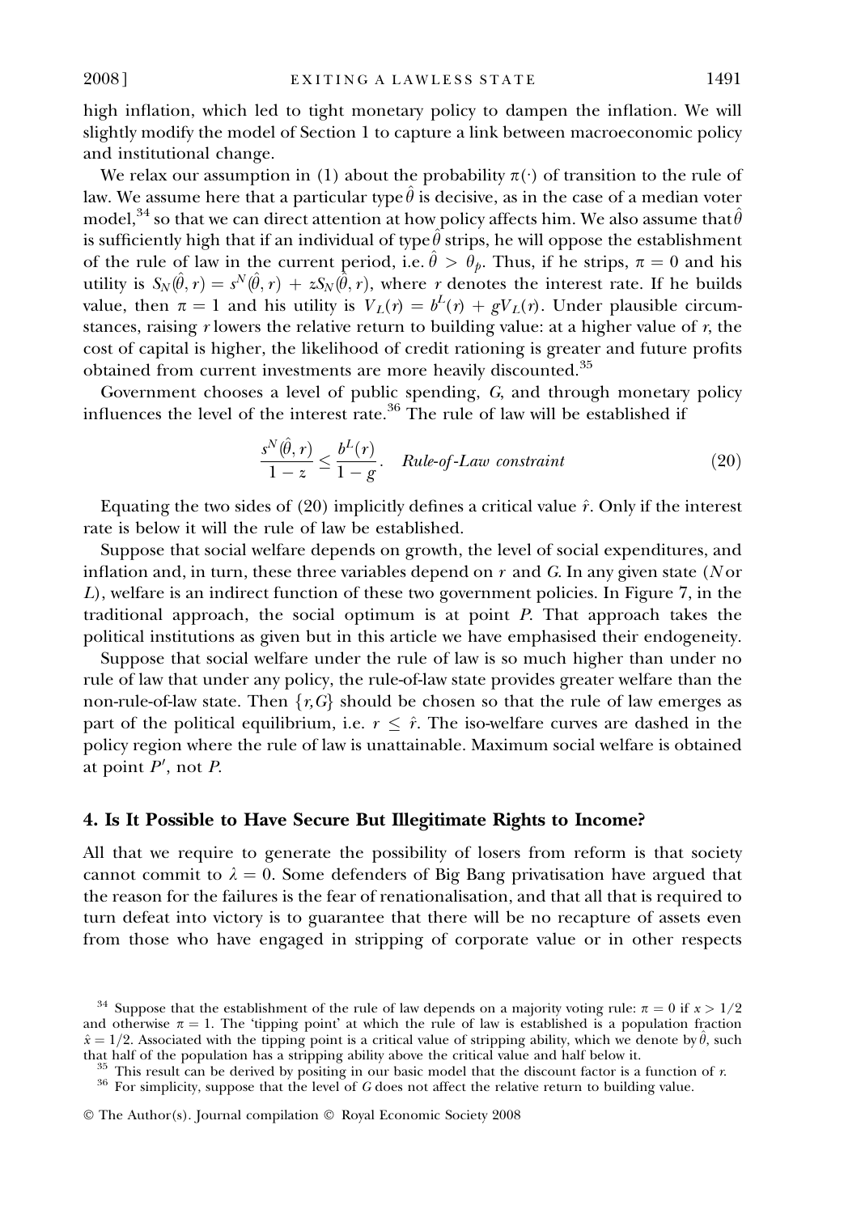high inflation, which led to tight monetary policy to dampen the inflation. We will slightly modify the model of Section 1 to capture a link between macroeconomic policy and institutional change.

We relax our assumption in (1) about the probability $\pi(\cdot)$ of transition to the rule of law. We assume here that a particular type $\hat{\theta}$ is decisive, as in the case of a median voter model,[34] so that we can direct attention at how policy affects him. We also assume that $\hat{\theta}$ is sufficiently high that if an individual of type $\hat{\theta}$ strips, he will oppose the establishment of the rule of law in the current period, i.e. $\hat{\theta} > \theta_p$. Thus, if he strips, $\pi = 0$ and his utility is $S_N(\hat{\theta}, r) = s^N(\hat{\theta}, r) + zS_N(\hat{\theta}, r)$, where $r$ denotes the interest rate. If he builds value, then $\pi = 1$ and his utility is $V_L(r) = b^L(r) + gV_L(r)$. Under plausible circumstances, raising $r$ lowers the relative return to building value: at a higher value of $r$, the cost of capital is higher, the likelihood of credit rationing is greater and future profits obtained from current investments are more heavily discounted.[35]

Government chooses a level of public spending, $G$, and through monetary policy influences the level of the interest rate.[36] The rule of law will be established if

$$\frac{s^N(\hat{\theta}, r)}{1-z} \leq \frac{b^L(r)}{1-g}. \quad \textit{Rule-of-Law constraint} \tag{20}$$

Equating the two sides of (20) implicitly defines a critical value $\hat{r}$. Only if the interest rate is below it will the rule of law be established.

Suppose that social welfare depends on growth, the level of social expenditures, and inflation and, in turn, these three variables depend on $r$ and $G$. In any given state ($N$ or $L$), welfare is an indirect function of these two government policies. In Figure 7, in the traditional approach, the social optimum is at point $P$. That approach takes the political institutions as given but in this article we have emphasised their endogeneity.

Suppose that social welfare under the rule of law is so much higher than under no rule of law that under any policy, the rule-of-law state provides greater welfare than the non-rule-of-law state. Then $\{r, G\}$ should be chosen so that the rule of law emerges as part of the political equilibrium, i.e. $r \leq \hat{r}$. The iso-welfare curves are dashed in the policy region where the rule of law is unattainable. Maximum social welfare is obtained at point $P'$, not $P$.

## 4. Is It Possible to Have Secure But Illegitimate Rights to Income?

All that we require to generate the possibility of losers from reform is that society cannot commit to $\lambda = 0$. Some defenders of Big Bang privatisation have argued that the reason for the failures is the fear of renationalisation, and that all that is required to turn defeat into victory is to guarantee that there will be no recapture of assets even from those who have engaged in stripping of corporate value or in other respects

[34] Suppose that the establishment of the rule of law depends on a majority voting rule: $\pi = 0$ if $x > 1/2$ and otherwise $\pi = 1$. The 'tipping point' at which the rule of law is established is a population fraction $\hat{x} = 1/2$. Associated with the tipping point is a critical value of stripping ability, which we denote by $\hat{\theta}$, such that half of the population has a stripping ability above the critical value and half below it.

[35] This result can be derived by positing in our basic model that the discount factor is a function of $r$.

[36] For simplicity, suppose that the level of $G$ does not affect the relative return to building value.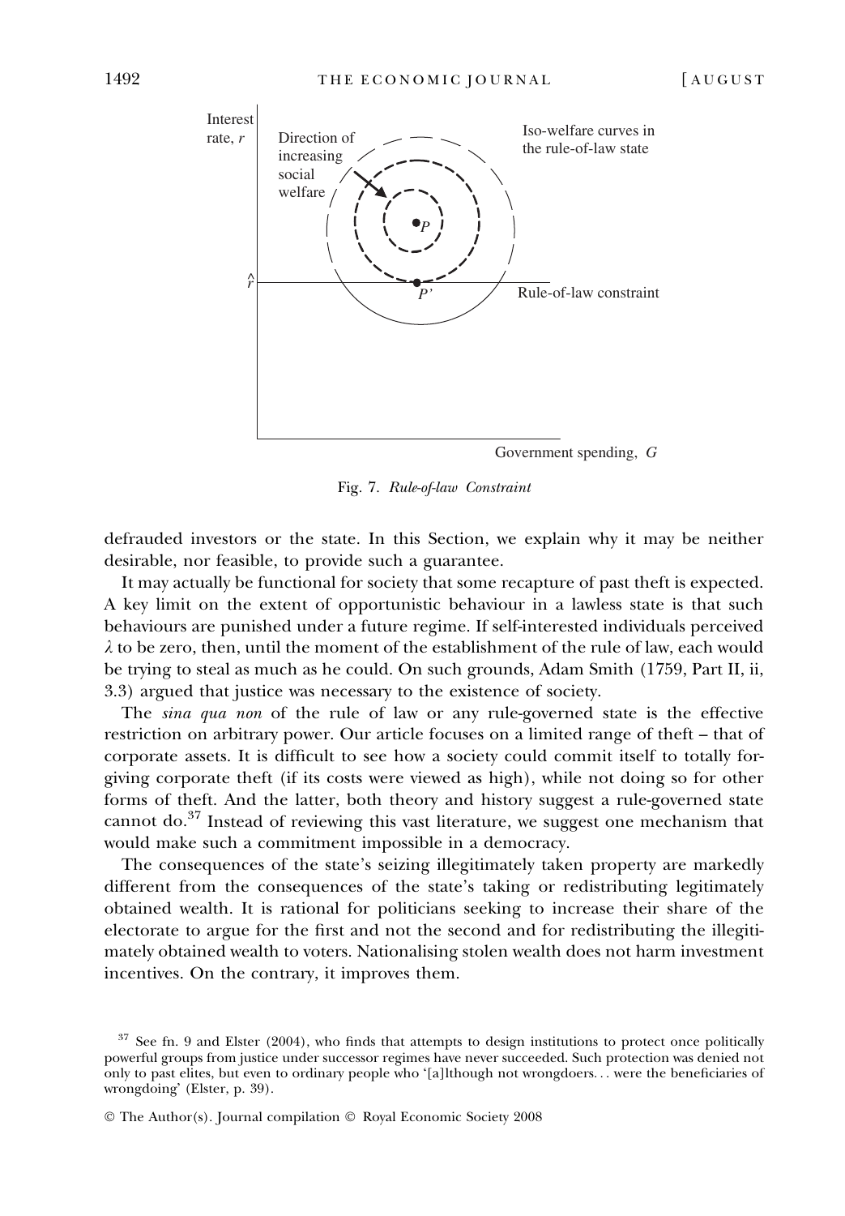Fig. 7. *Rule-of-law Constraint*

defrauded investors or the state. In this Section, we explain why it may be neither desirable, nor feasible, to provide such a guarantee.

It may actually be functional for society that some recapture of past theft is expected. A key limit on the extent of opportunistic behaviour in a lawless state is that such behaviours are punished under a future regime. If self-interested individuals perceived $\lambda$ to be zero, then, until the moment of the establishment of the rule of law, each would be trying to steal as much as he could. On such grounds, Adam Smith (1759, Part II, ii, 3.3) argued that justice was necessary to the existence of society.

The *sina qua non* of the rule of law or any rule-governed state is the effective restriction on arbitrary power. Our article focuses on a limited range of theft – that of corporate assets. It is difficult to see how a society could commit itself to totally forgiving corporate theft (if its costs were viewed as high), while not doing so for other forms of theft. And the latter, both theory and history suggest a rule-governed state cannot do.[37] Instead of reviewing this vast literature, we suggest one mechanism that would make such a commitment impossible in a democracy.

The consequences of the state's seizing illegitimately taken property are markedly different from the consequences of the state's taking or redistributing legitimately obtained wealth. It is rational for politicians seeking to increase their share of the electorate to argue for the first and not the second and for redistributing the illegitimately obtained wealth to voters. Nationalising stolen wealth does not harm investment incentives. On the contrary, it improves them.

[37] See fn. 9 and Elster (2004), who finds that attempts to design institutions to protect once politically powerful groups from justice under successor regimes have never succeeded. Such protection was denied not only to past elites, but even to ordinary people who '[a]lthough not wrongdoers... were the beneficiaries of wrongdoing' (Elster, p. 39).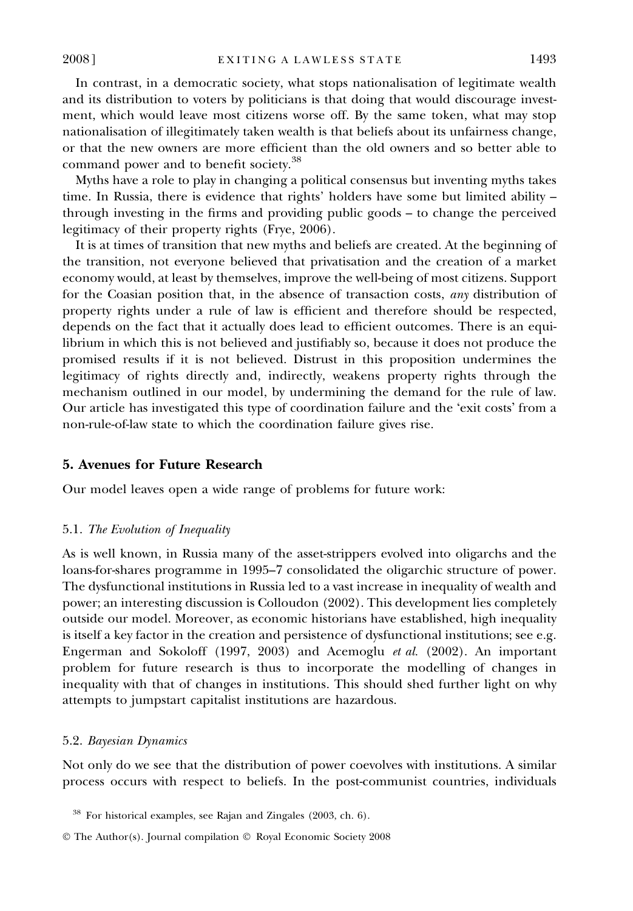In contrast, in a democratic society, what stops nationalisation of legitimate wealth and its distribution to voters by politicians is that doing that would discourage investment, which would leave most citizens worse off. By the same token, what may stop nationalisation of illegitimately taken wealth is that beliefs about its unfairness change, or that the new owners are more efficient than the old owners and so better able to command power and to benefit society.[38]

Myths have a role to play in changing a political consensus but inventing myths takes time. In Russia, there is evidence that rights' holders have some but limited ability – through investing in the firms and providing public goods – to change the perceived legitimacy of their property rights (Frye, 2006).

It is at times of transition that new myths and beliefs are created. At the beginning of the transition, not everyone believed that privatisation and the creation of a market economy would, at least by themselves, improve the well-being of most citizens. Support for the Coasian position that, in the absence of transaction costs, *any* distribution of property rights under a rule of law is efficient and therefore should be respected, depends on the fact that it actually does lead to efficient outcomes. There is an equilibrium in which this is not believed and justifiably so, because it does not produce the promised results if it is not believed. Distrust in this proposition undermines the legitimacy of rights directly and, indirectly, weakens property rights through the mechanism outlined in our model, by undermining the demand for the rule of law. Our article has investigated this type of coordination failure and the 'exit costs' from a non-rule-of-law state to which the coordination failure gives rise.

## 5. Avenues for Future Research

Our model leaves open a wide range of problems for future work:

### 5.1. *The Evolution of Inequality*

As is well known, in Russia many of the asset-strippers evolved into oligarchs and the loans-for-shares programme in 1995–7 consolidated the oligarchic structure of power. The dysfunctional institutions in Russia led to a vast increase in inequality of wealth and power; an interesting discussion is Colloudon (2002). This development lies completely outside our model. Moreover, as economic historians have established, high inequality is itself a key factor in the creation and persistence of dysfunctional institutions; see e.g. Engerman and Sokoloff (1997, 2003) and Acemoglu *et al.* (2002). An important problem for future research is thus to incorporate the modelling of changes in inequality with that of changes in institutions. This should shed further light on why attempts to jumpstart capitalist institutions are hazardous.

### 5.2. *Bayesian Dynamics*

Not only do we see that the distribution of power coevolves with institutions. A similar process occurs with respect to beliefs. In the post-communist countries, individuals

[38] For historical examples, see Rajan and Zingales (2003, ch. 6).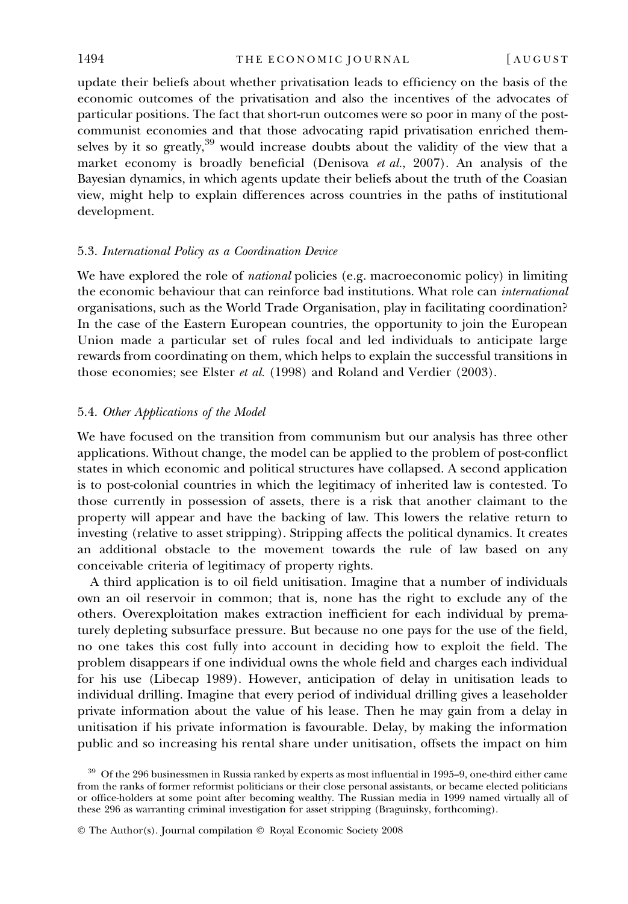update their beliefs about whether privatisation leads to efficiency on the basis of the economic outcomes of the privatisation and also the incentives of the advocates of particular positions. The fact that short-run outcomes were so poor in many of the post-communist economies and that those advocating rapid privatisation enriched themselves by it so greatly,[39] would increase doubts about the validity of the view that a market economy is broadly beneficial (Denisova *et al.*, 2007). An analysis of the Bayesian dynamics, in which agents update their beliefs about the truth of the Coasian view, might help to explain differences across countries in the paths of institutional development.

### 5.3. *International Policy as a Coordination Device*

We have explored the role of *national* policies (e.g. macroeconomic policy) in limiting the economic behaviour that can reinforce bad institutions. What role can *international* organisations, such as the World Trade Organisation, play in facilitating coordination? In the case of the Eastern European countries, the opportunity to join the European Union made a particular set of rules focal and led individuals to anticipate large rewards from coordinating on them, which helps to explain the successful transitions in those economies; see Elster *et al.* (1998) and Roland and Verdier (2003).

### 5.4. *Other Applications of the Model*

We have focused on the transition from communism but our analysis has three other applications. Without change, the model can be applied to the problem of post-conflict states in which economic and political structures have collapsed. A second application is to post-colonial countries in which the legitimacy of inherited law is contested. To those currently in possession of assets, there is a risk that another claimant to the property will appear and have the backing of law. This lowers the relative return to investing (relative to asset stripping). Stripping affects the political dynamics. It creates an additional obstacle to the movement towards the rule of law based on any conceivable criteria of legitimacy of property rights.

A third application is to oil field unitisation. Imagine that a number of individuals own an oil reservoir in common; that is, none has the right to exclude any of the others. Overexploitation makes extraction inefficient for each individual by prematurely depleting subsurface pressure. But because no one pays for the use of the field, no one takes this cost fully into account in deciding how to exploit the field. The problem disappears if one individual owns the whole field and charges each individual for his use (Libecap 1989). However, anticipation of delay in unitisation leads to individual drilling. Imagine that every period of individual drilling gives a leaseholder private information about the value of his lease. Then he may gain from a delay in unitisation if his private information is favourable. Delay, by making the information public and so increasing his rental share under unitisation, offsets the impact on him

[39] Of the 296 businessmen in Russia ranked by experts as most influential in 1995–9, one-third either came from the ranks of former reformist politicians or their close personal assistants, or became elected politicians or office-holders at some point after becoming wealthy. The Russian media in 1999 named virtually all of these 296 as warranting criminal investigation for asset stripping (Braguinsky, forthcoming).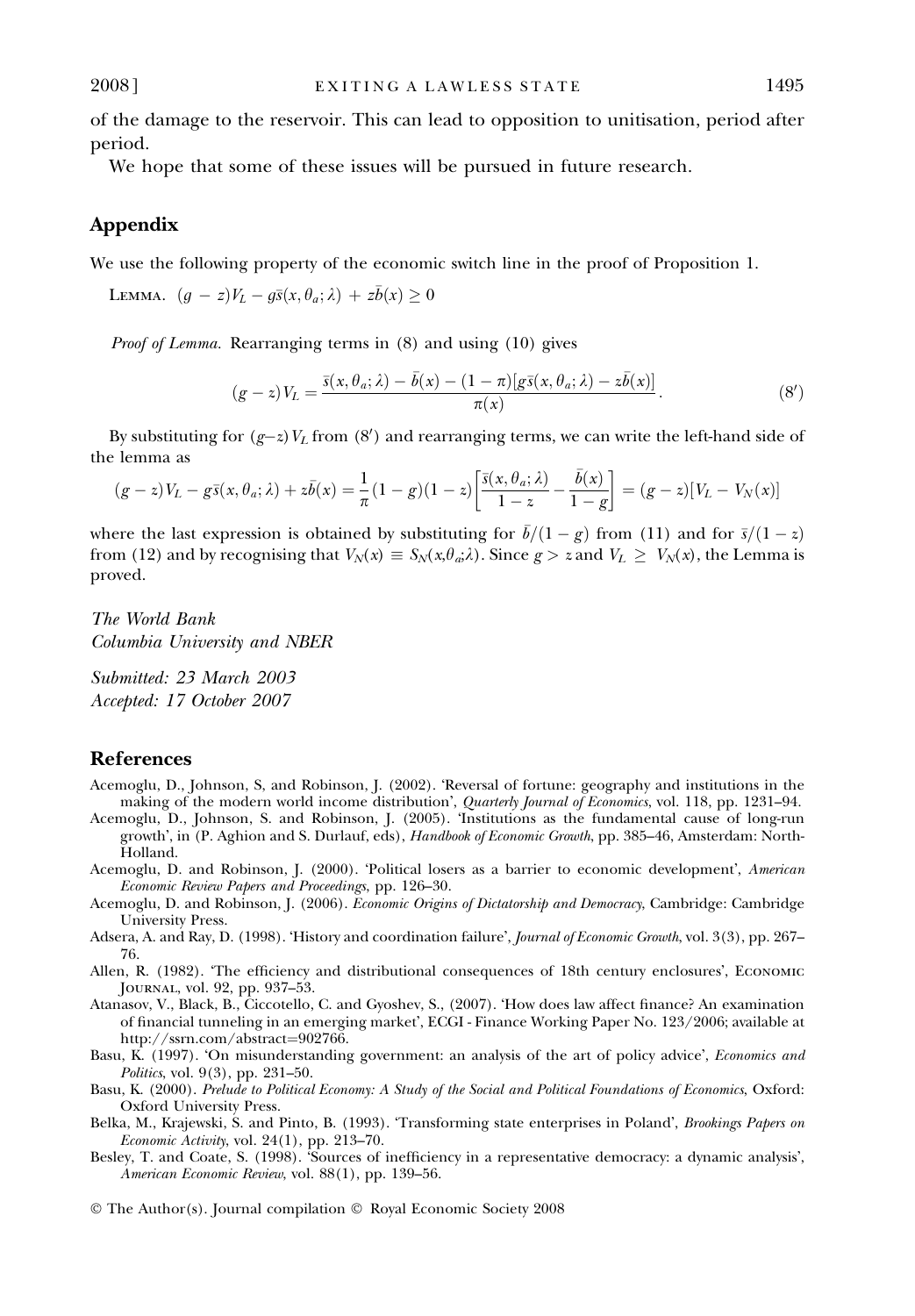of the damage to the reservoir. This can lead to opposition to unitisation, period after period.

We hope that some of these issues will be pursued in future research.

## Appendix

We use the following property of the economic switch line in the proof of Proposition 1.

LEMMA. $(g - z)V_L - g\bar{s}(x, \theta_a; \lambda) + z\bar{b}(x) \geq 0$

*Proof of Lemma.* Rearranging terms in (8) and using (10) gives

$$(g - z)V_L = \frac{\bar{s}(x, \theta_a; \lambda) - \bar{b}(x) - (1 - \pi)[g\bar{s}(x, \theta_a; \lambda) - z\bar{b}(x)]}{\pi(x)}. \tag{8'}$$

By substituting for $(g-z)V_L$ from (8′) and rearranging terms, we can write the left-hand side of the lemma as

$$(g - z)V_L - g\bar{s}(x, \theta_a; \lambda) + z\bar{b}(x) = \frac{1}{\pi}(1 - g)(1 - z)\left[\frac{\bar{s}(x, \theta_a; \lambda)}{1 - z} - \frac{\bar{b}(x)}{1 - g}\right] = (g - z)[V_L - V_N(x)]$$

where the last expression is obtained by substituting for $\bar{b}/(1 - g)$ from (11) and for $\bar{s}/(1 - z)$ from (12) and by recognising that $V_N(x) \equiv S_N(x,\theta_a;\lambda)$. Since $g > z$ and $V_L \geq V_N(x)$, the Lemma is proved.

*The World Bank*
*Columbia University and NBER*

*Submitted: 23 March 2003*
*Accepted: 17 October 2007*

## References

Acemoglu, D., Johnson, S, and Robinson, J. (2002). 'Reversal of fortune: geography and institutions in the making of the modern world income distribution', *Quarterly Journal of Economics*, vol. 118, pp. 1231–94.

Acemoglu, D., Johnson, S. and Robinson, J. (2005). 'Institutions as the fundamental cause of long-run growth', in (P. Aghion and S. Durlauf, eds), *Handbook of Economic Growth*, pp. 385–46, Amsterdam: North-Holland.

Acemoglu, D. and Robinson, J. (2000). 'Political losers as a barrier to economic development', *American Economic Review Papers and Proceedings*, pp. 126–30.

Acemoglu, D. and Robinson, J. (2006). *Economic Origins of Dictatorship and Democracy*, Cambridge: Cambridge University Press.

Adsera, A. and Ray, D. (1998). 'History and coordination failure', *Journal of Economic Growth*, vol. 3(3), pp. 267–76.

Allen, R. (1982). 'The efficiency and distributional consequences of 18th century enclosures', ECONOMIC JOURNAL, vol. 92, pp. 937–53.

Atanasov, V., Black, B., Ciccotello, C. and Gyoshev, S., (2007). 'How does law affect finance? An examination of financial tunneling in an emerging market', ECGI - Finance Working Paper No. 123/2006; available at http://ssrn.com/abstract=902766.

Basu, K. (1997). 'On misunderstanding government: an analysis of the art of policy advice', *Economics and Politics*, vol. 9(3), pp. 231–50.

Basu, K. (2000). *Prelude to Political Economy: A Study of the Social and Political Foundations of Economics*, Oxford: Oxford University Press.

Belka, M., Krajewski, S. and Pinto, B. (1993). 'Transforming state enterprises in Poland', *Brookings Papers on Economic Activity*, vol. 24(1), pp. 213–70.

Besley, T. and Coate, S. (1998). 'Sources of inefficiency in a representative democracy: a dynamic analysis', *American Economic Review*, vol. 88(1), pp. 139–56.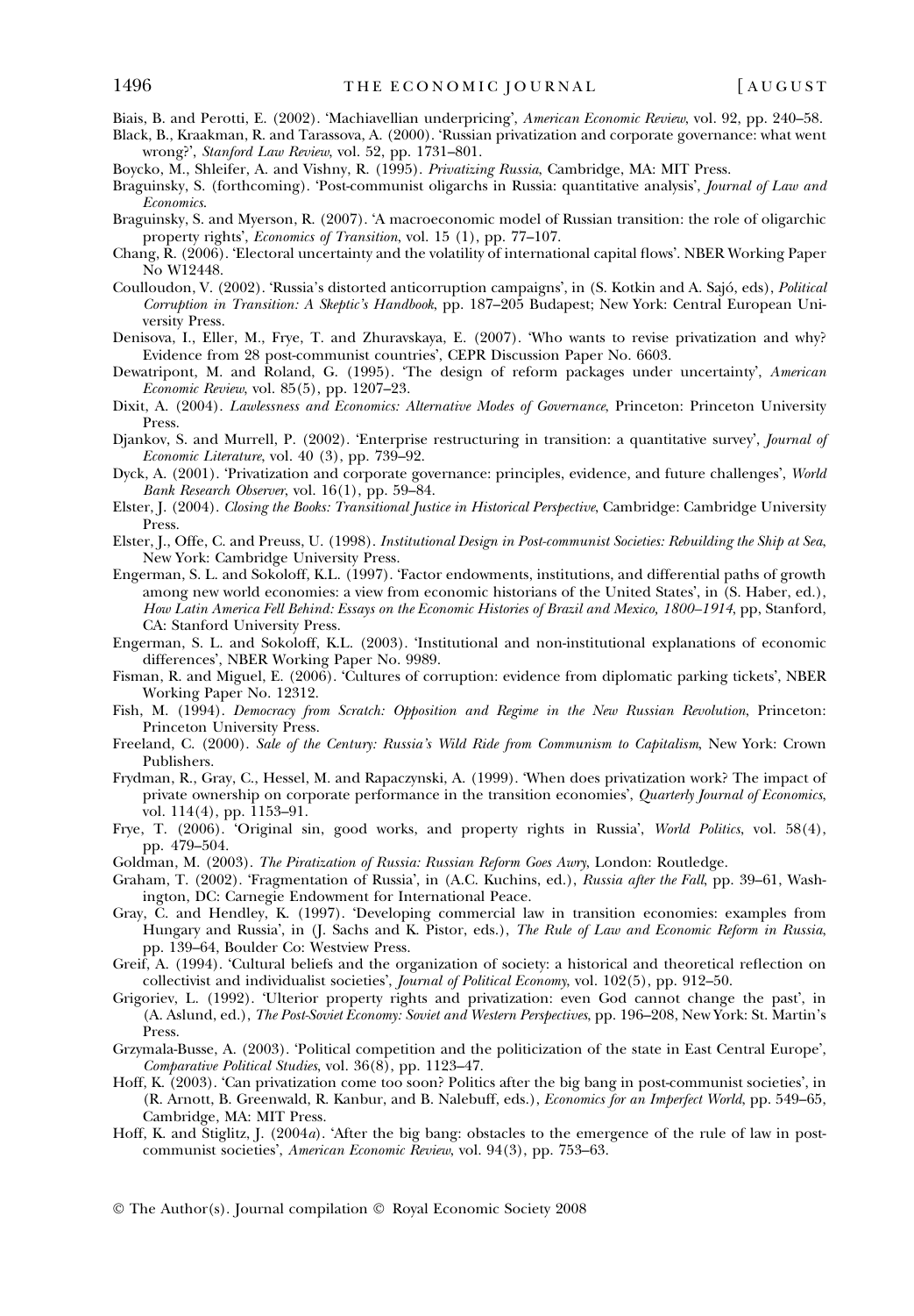Biais, B. and Perotti, E. (2002). 'Machiavellian underpricing', *American Economic Review*, vol. 92, pp. 240–58.

Black, B., Kraakman, R. and Tarassova, A. (2000). 'Russian privatization and corporate governance: what went wrong?', *Stanford Law Review*, vol. 52, pp. 1731–801.

Boycko, M., Shleifer, A. and Vishny, R. (1995). *Privatizing Russia*, Cambridge, MA: MIT Press.

Braguinsky, S. (forthcoming). 'Post-communist oligarchs in Russia: quantitative analysis', *Journal of Law and Economics*.

Braguinsky, S. and Myerson, R. (2007). 'A macroeconomic model of Russian transition: the role of oligarchic property rights', *Economics of Transition*, vol. 15 (1), pp. 77–107.

Chang, R. (2006). 'Electoral uncertainty and the volatility of international capital flows'. NBER Working Paper No W12448.

Coulloudon, V. (2002). 'Russia's distorted anticorruption campaigns', in (S. Kotkin and A. Sajó, eds), *Political Corruption in Transition: A Skeptic's Handbook*, pp. 187–205 Budapest; New York: Central European University Press.

Denisova, I., Eller, M., Frye, T. and Zhuravskaya, E. (2007). 'Who wants to revise privatization and why? Evidence from 28 post-communist countries', CEPR Discussion Paper No. 6603.

Dewatripont, M. and Roland, G. (1995). 'The design of reform packages under uncertainty', *American Economic Review*, vol. 85(5), pp. 1207–23.

Dixit, A. (2004). *Lawlessness and Economics: Alternative Modes of Governance*, Princeton: Princeton University Press.

Djankov, S. and Murrell, P. (2002). 'Enterprise restructuring in transition: a quantitative survey', *Journal of Economic Literature*, vol. 40 (3), pp. 739–92.

Dyck, A. (2001). 'Privatization and corporate governance: principles, evidence, and future challenges', *World Bank Research Observer*, vol. 16(1), pp. 59–84.

Elster, J. (2004). *Closing the Books: Transitional Justice in Historical Perspective*, Cambridge: Cambridge University Press.

Elster, J., Offe, C. and Preuss, U. (1998). *Institutional Design in Post-communist Societies: Rebuilding the Ship at Sea*, New York: Cambridge University Press.

Engerman, S. L. and Sokoloff, K.L. (1997). 'Factor endowments, institutions, and differential paths of growth among new world economies: a view from economic historians of the United States', in (S. Haber, ed.), *How Latin America Fell Behind: Essays on the Economic Histories of Brazil and Mexico, 1800–1914*, pp, Stanford, CA: Stanford University Press.

Engerman, S. L. and Sokoloff, K.L. (2003). 'Institutional and non-institutional explanations of economic differences', NBER Working Paper No. 9989.

Fisman, R. and Miguel, E. (2006). 'Cultures of corruption: evidence from diplomatic parking tickets', NBER Working Paper No. 12312.

Fish, M. (1994). *Democracy from Scratch: Opposition and Regime in the New Russian Revolution*, Princeton: Princeton University Press.

Freeland, C. (2000). *Sale of the Century: Russia's Wild Ride from Communism to Capitalism*, New York: Crown Publishers.

Frydman, R., Gray, C., Hessel, M. and Rapaczynski, A. (1999). 'When does privatization work? The impact of private ownership on corporate performance in the transition economies', *Quarterly Journal of Economics*, vol. 114(4), pp. 1153–91.

Frye, T. (2006). 'Original sin, good works, and property rights in Russia', *World Politics*, vol. 58(4), pp. 479–504.

Goldman, M. (2003). *The Piratization of Russia: Russian Reform Goes Awry*, London: Routledge.

Graham, T. (2002). 'Fragmentation of Russia', in (A.C. Kuchins, ed.), *Russia after the Fall*, pp. 39–61, Washington, DC: Carnegie Endowment for International Peace.

Gray, C. and Hendley, K. (1997). 'Developing commercial law in transition economies: examples from Hungary and Russia', in (J. Sachs and K. Pistor, eds.), *The Rule of Law and Economic Reform in Russia*, pp. 139–64, Boulder Co: Westview Press.

Greif, A. (1994). 'Cultural beliefs and the organization of society: a historical and theoretical reflection on collectivist and individualist societies', *Journal of Political Economy*, vol. 102(5), pp. 912–50.

Grigoriev, L. (1992). 'Ulterior property rights and privatization: even God cannot change the past', in (A. Aslund, ed.), *The Post-Soviet Economy: Soviet and Western Perspectives*, pp. 196–208, New York: St. Martin's Press.

Grzymala-Busse, A. (2003). 'Political competition and the politicization of the state in East Central Europe', *Comparative Political Studies*, vol. 36(8), pp. 1123–47.

Hoff, K. (2003). 'Can privatization come too soon? Politics after the big bang in post-communist societies', in (R. Arnott, B. Greenwald, R. Kanbur, and B. Nalebuff, eds.), *Economics for an Imperfect World*, pp. 549–65, Cambridge, MA: MIT Press.

Hoff, K. and Stiglitz, J. (2004*a*). 'After the big bang: obstacles to the emergence of the rule of law in post-communist societies', *American Economic Review*, vol. 94(3), pp. 753–63.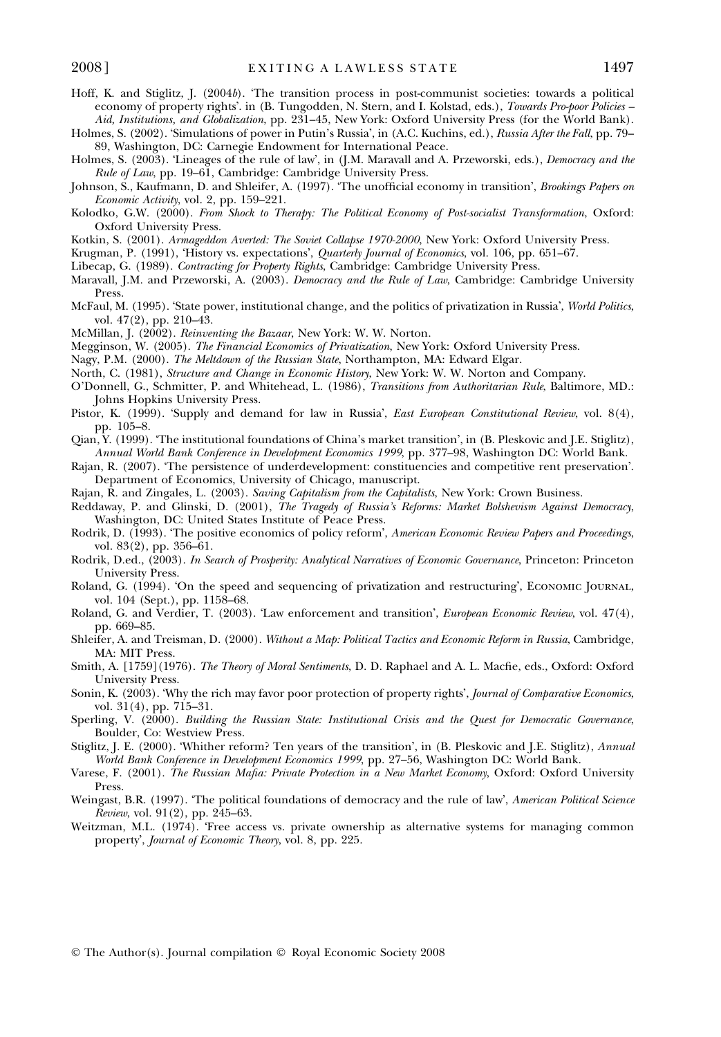Hoff, K. and Stiglitz, J. (2004*b*). 'The transition process in post-communist societies: towards a political economy of property rights'. in (B. Tungodden, N. Stern, and I. Kolstad, eds.), *Towards Pro-poor Policies – Aid, Institutions, and Globalization*, pp. 231–45, New York: Oxford University Press (for the World Bank).

Holmes, S. (2002). 'Simulations of power in Putin's Russia', in (A.C. Kuchins, ed.), *Russia After the Fall*, pp. 79–89, Washington, DC: Carnegie Endowment for International Peace.

Holmes, S. (2003). 'Lineages of the rule of law', in (J.M. Maravall and A. Przeworski, eds.), *Democracy and the Rule of Law*, pp. 19–61, Cambridge: Cambridge University Press.

Johnson, S., Kaufmann, D. and Shleifer, A. (1997). 'The unofficial economy in transition', *Brookings Papers on Economic Activity*, vol. 2, pp. 159–221.

Kolodko, G.W. (2000). *From Shock to Therapy: The Political Economy of Post-socialist Transformation*, Oxford: Oxford University Press.

Kotkin, S. (2001). *Armageddon Averted: The Soviet Collapse 1970-2000*, New York: Oxford University Press.

Krugman, P. (1991), 'History vs. expectations', *Quarterly Journal of Economics*, vol. 106, pp. 651–67.

Libecap, G. (1989). *Contracting for Property Rights*, Cambridge: Cambridge University Press.

Maravall, J.M. and Przeworski, A. (2003). *Democracy and the Rule of Law*, Cambridge: Cambridge University Press.

McFaul, M. (1995). 'State power, institutional change, and the politics of privatization in Russia', *World Politics*, vol. 47(2), pp. 210–43.

McMillan, J. (2002). *Reinventing the Bazaar*, New York: W. W. Norton.

Megginson, W. (2005). *The Financial Economics of Privatization*, New York: Oxford University Press.

Nagy, P.M. (2000). *The Meltdown of the Russian State*, Northampton, MA: Edward Elgar.

North, C. (1981), *Structure and Change in Economic History*, New York: W. W. Norton and Company.

O'Donnell, G., Schmitter, P. and Whitehead, L. (1986), *Transitions from Authoritarian Rule*, Baltimore, MD.: Johns Hopkins University Press.

Pistor, K. (1999). 'Supply and demand for law in Russia', *East European Constitutional Review*, vol. 8(4), pp. 105–8.

Qian, Y. (1999). 'The institutional foundations of China's market transition', in (B. Pleskovic and J.E. Stiglitz), *Annual World Bank Conference in Development Economics 1999*, pp. 377–98, Washington DC: World Bank.

Rajan, R. (2007). 'The persistence of underdevelopment: constituencies and competitive rent preservation'. Department of Economics, University of Chicago, manuscript.

Rajan, R. and Zingales, L. (2003). *Saving Capitalism from the Capitalists*, New York: Crown Business.

Reddaway, P. and Glinski, D. (2001), *The Tragedy of Russia's Reforms: Market Bolshevism Against Democracy*, Washington, DC: United States Institute of Peace Press.

Rodrik, D. (1993). 'The positive economics of policy reform', *American Economic Review Papers and Proceedings*, vol. 83(2), pp. 356–61.

Rodrik, D.ed., (2003). *In Search of Prosperity: Analytical Narratives of Economic Governance*, Princeton: Princeton University Press.

Roland, G. (1994). 'On the speed and sequencing of privatization and restructuring', Economic Journal, vol. 104 (Sept.), pp. 1158–68.

Roland, G. and Verdier, T. (2003). 'Law enforcement and transition', *European Economic Review*, vol. 47(4), pp. 669–85.

Shleifer, A. and Treisman, D. (2000). *Without a Map: Political Tactics and Economic Reform in Russia*, Cambridge, MA: MIT Press.

Smith, A. [1759](1976). *The Theory of Moral Sentiments*, D. D. Raphael and A. L. Macfie, eds., Oxford: Oxford University Press.

Sonin, K. (2003). 'Why the rich may favor poor protection of property rights', *Journal of Comparative Economics*, vol. 31(4), pp. 715–31.

Sperling, V. (2000). *Building the Russian State: Institutional Crisis and the Quest for Democratic Governance*, Boulder, Co: Westview Press.

Stiglitz, J. E. (2000). 'Whither reform? Ten years of the transition', in (B. Pleskovic and J.E. Stiglitz), *Annual World Bank Conference in Development Economics 1999*, pp. 27–56, Washington DC: World Bank.

Varese, F. (2001). *The Russian Mafia: Private Protection in a New Market Economy*, Oxford: Oxford University Press.

Weingast, B.R. (1997). 'The political foundations of democracy and the rule of law', *American Political Science Review*, vol. 91(2), pp. 245–63.

Weitzman, M.L. (1974). 'Free access vs. private ownership as alternative systems for managing common property', *Journal of Economic Theory*, vol. 8, pp. 225.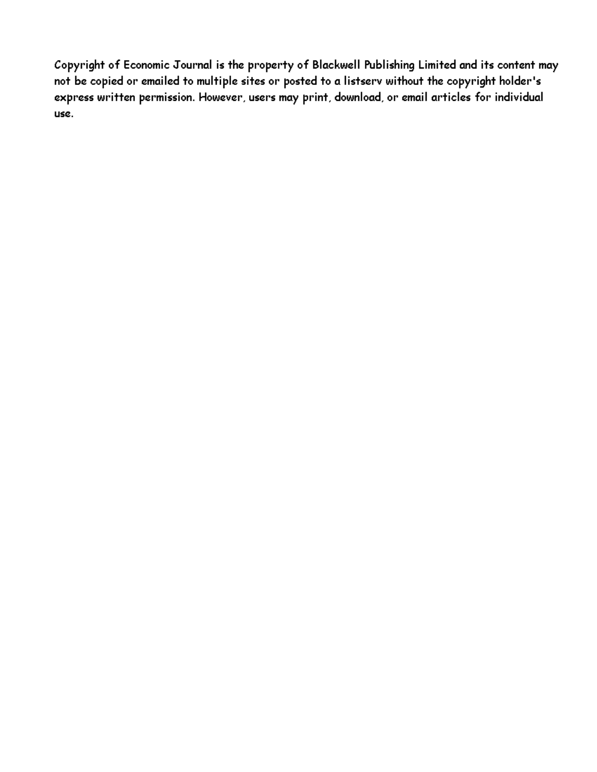Copyright of Economic Journal is the property of Blackwell Publishing Limited and its content may not be copied or emailed to multiple sites or posted to a listserv without the copyright holder's express written permission. However, users may print, download, or email articles for individual use.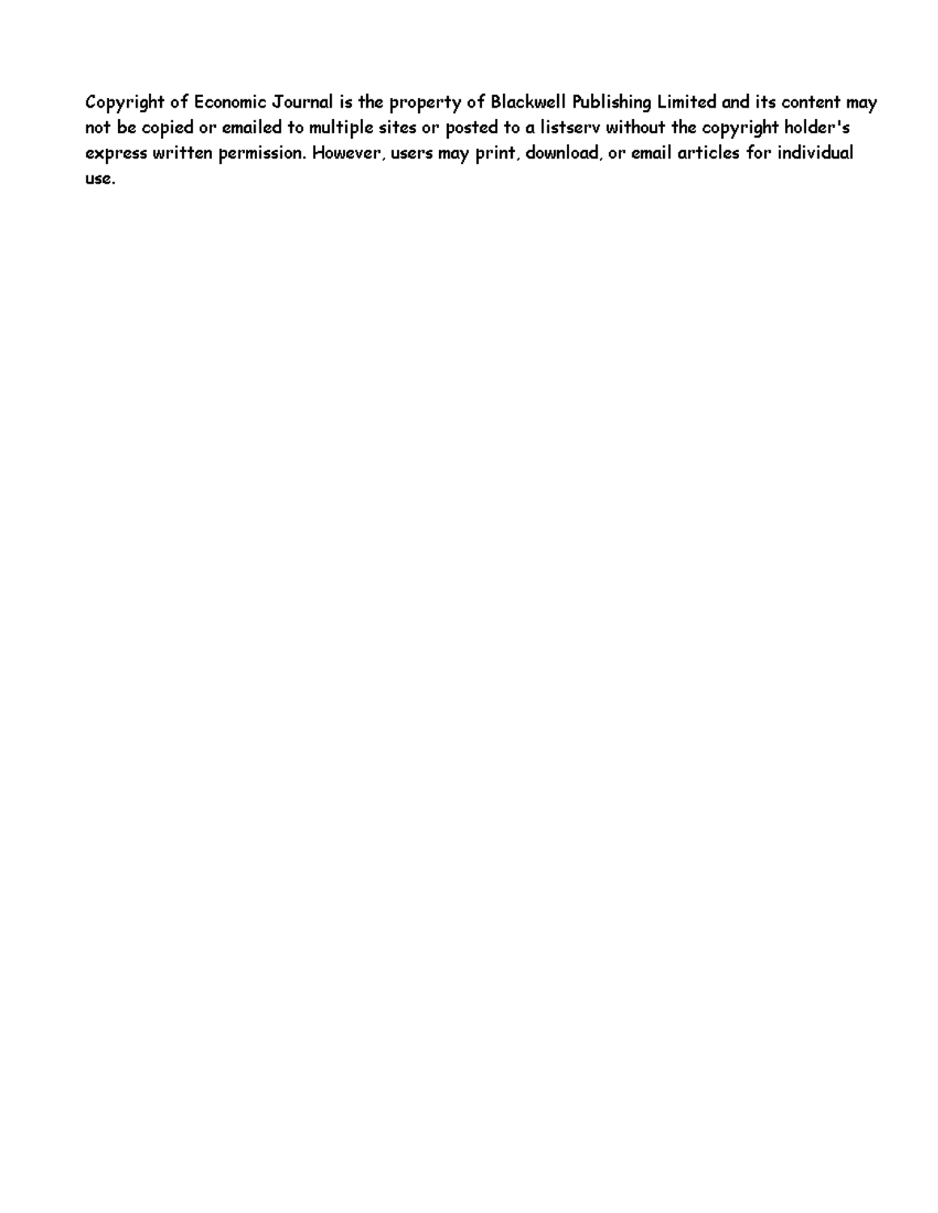Copyright of Economic Journal is the property of Blackwell Publishing Limited and its content may not be copied or emailed to multiple sites or posted to a listserv without the copyright holder's express written permission. However, users may print, download, or email articles for individual use.